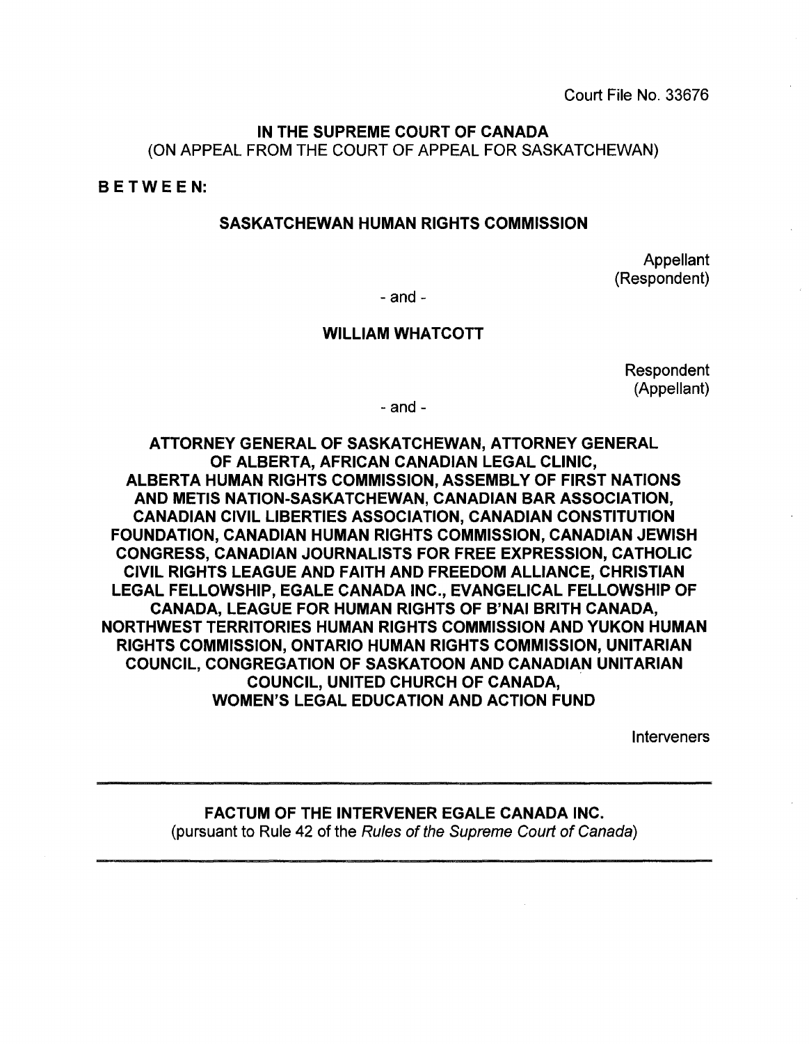Court File No. 33676

**IN THE SUPREME COURT OF CANADA**
(ON APPEAL FROM THE COURT OF APPEAL FOR SASKATCHEWAN)

**BETWEEN:**

**SASKATCHEWAN HUMAN RIGHTS COMMISSION**

Appellant
(Respondent)

- and -

**WILLIAM WHATCOTT**

Respondent
(Appellant)

- and -

**ATTORNEY GENERAL OF SASKATCHEWAN, ATTORNEY GENERAL OF ALBERTA, AFRICAN CANADIAN LEGAL CLINIC, ALBERTA HUMAN RIGHTS COMMISSION, ASSEMBLY OF FIRST NATIONS AND METIS NATION-SASKATCHEWAN, CANADIAN BAR ASSOCIATION, CANADIAN CIVIL LIBERTIES ASSOCIATION, CANADIAN CONSTITUTION FOUNDATION, CANADIAN HUMAN RIGHTS COMMISSION, CANADIAN JEWISH CONGRESS, CANADIAN JOURNALISTS FOR FREE EXPRESSION, CATHOLIC CIVIL RIGHTS LEAGUE AND FAITH AND FREEDOM ALLIANCE, CHRISTIAN LEGAL FELLOWSHIP, EGALE CANADA INC., EVANGELICAL FELLOWSHIP OF CANADA, LEAGUE FOR HUMAN RIGHTS OF B'NAI BRITH CANADA, NORTHWEST TERRITORIES HUMAN RIGHTS COMMISSION AND YUKON HUMAN RIGHTS COMMISSION, ONTARIO HUMAN RIGHTS COMMISSION, UNITARIAN COUNCIL, CONGREGATION OF SASKATOON AND CANADIAN UNITARIAN COUNCIL, UNITED CHURCH OF CANADA, WOMEN'S LEGAL EDUCATION AND ACTION FUND**

Interveners

---

**FACTUM OF THE INTERVENER EGALE CANADA INC.**
(pursuant to Rule 42 of the *Rules of the Supreme Court of Canada*)

---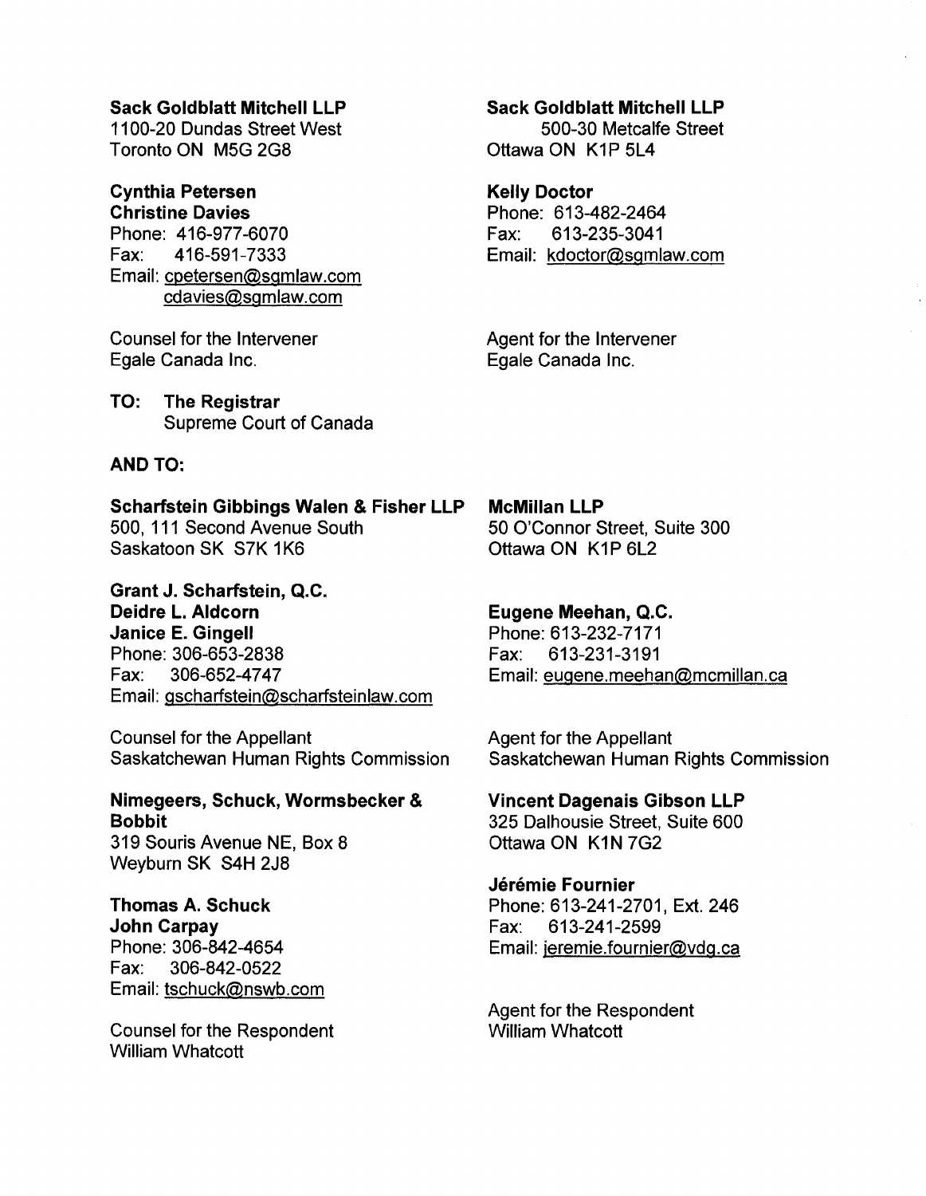**Sack Goldblatt Mitchell LLP**
1100-20 Dundas Street West
Toronto ON M5G 2G8

**Cynthia Petersen**
**Christine Davies**
Phone: 416-977-6070
Fax: 416-591-7333
Email: cpetersen@sgmlaw.com
cdavies@sgmlaw.com

Counsel for the Intervener
Egale Canada Inc.

**Sack Goldblatt Mitchell LLP**
500-30 Metcalfe Street
Ottawa ON K1P 5L4

**Kelly Doctor**
Phone: 613-482-2464
Fax: 613-235-3041
Email: kdoctor@sgmlaw.com

Agent for the Intervener
Egale Canada Inc.

**TO: The Registrar**
Supreme Court of Canada

**AND TO:**

**Scharfstein Gibbings Walen & Fisher LLP**
500, 111 Second Avenue South
Saskatoon SK S7K 1K6

**Grant J. Scharfstein, Q.C.**
**Deidre L. Aldcorn**
**Janice E. Gingell**
Phone: 306-653-2838
Fax: 306-652-4747
Email: gscharfstein@scharfsteinlaw.com

Counsel for the Appellant
Saskatchewan Human Rights Commission

**McMillan LLP**
50 O'Connor Street, Suite 300
Ottawa ON K1P 6L2

**Eugene Meehan, Q.C.**
Phone: 613-232-7171
Fax: 613-231-3191
Email: eugene.meehan@mcmillan.ca

Agent for the Appellant
Saskatchewan Human Rights Commission

**Nimegeers, Schuck, Wormsbecker & Bobbit**
319 Souris Avenue NE, Box 8
Weyburn SK S4H 2J8

**Thomas A. Schuck**
**John Carpay**
Phone: 306-842-4654
Fax: 306-842-0522
Email: tschuck@nswb.com

Counsel for the Respondent
William Whatcott

**Vincent Dagenais Gibson LLP**
325 Dalhousie Street, Suite 600
Ottawa ON K1N 7G2

**Jérémie Fournier**
Phone: 613-241-2701, Ext. 246
Fax: 613-241-2599
Email: jeremie.fournier@vdg.ca

Agent for the Respondent
William Whatcott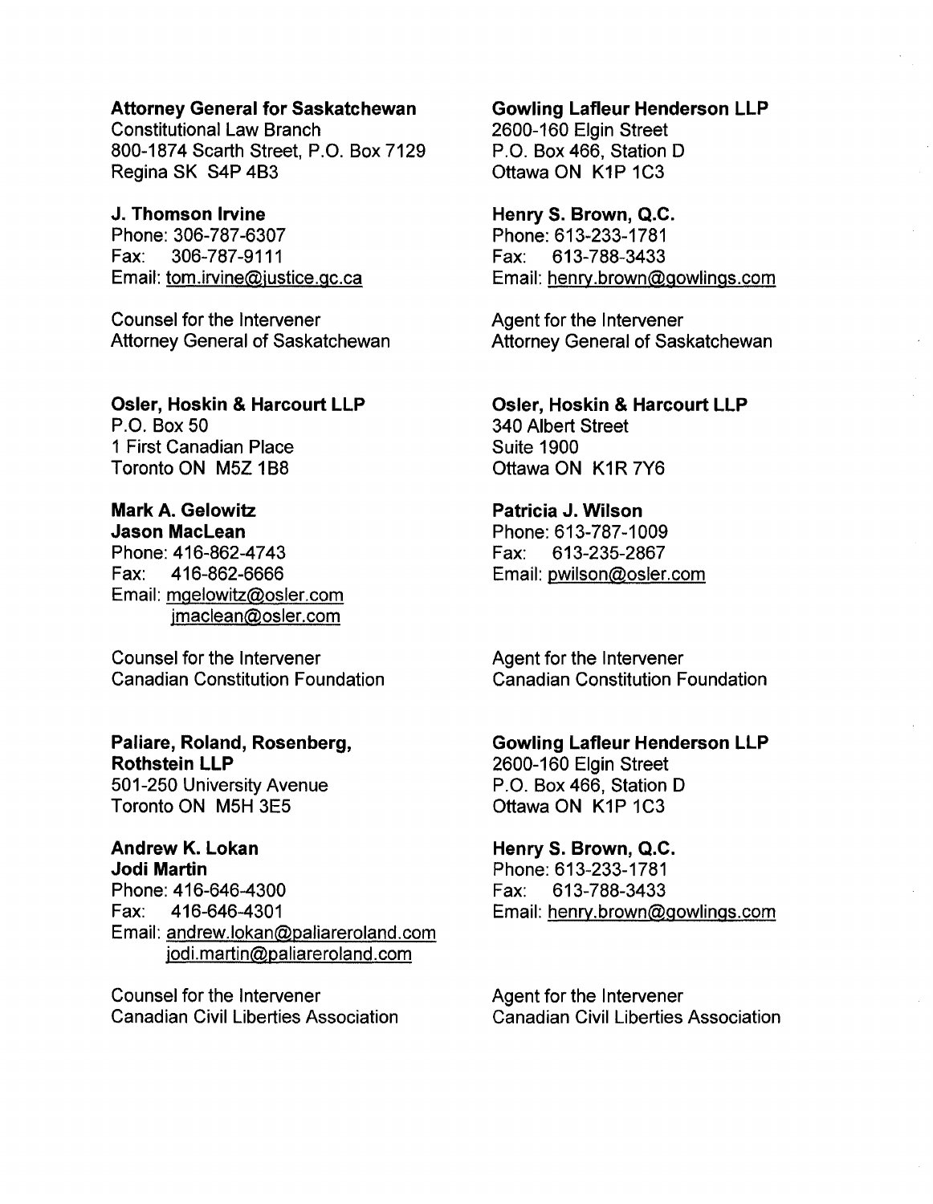**Attorney General for Saskatchewan**
Constitutional Law Branch
800-1874 Scarth Street, P.O. Box 7129
Regina SK S4P 4B3

**J. Thomson Irvine**
Phone: 306-787-6307
Fax: 306-787-9111
Email: tom.irvine@justice.gc.ca

Counsel for the Intervener
Attorney General of Saskatchewan

**Gowling Lafleur Henderson LLP**
2600-160 Elgin Street
P.O. Box 466, Station D
Ottawa ON K1P 1C3

**Henry S. Brown, Q.C.**
Phone: 613-233-1781
Fax: 613-788-3433
Email: henry.brown@gowlings.com

Agent for the Intervener
Attorney General of Saskatchewan

**Osler, Hoskin & Harcourt LLP**
P.O. Box 50
1 First Canadian Place
Toronto ON M5Z 1B8

**Mark A. Gelowitz**
**Jason MacLean**
Phone: 416-862-4743
Fax: 416-862-6666
Email: mgelowitz@osler.com
jmaclean@osler.com

Counsel for the Intervener
Canadian Constitution Foundation

**Osler, Hoskin & Harcourt LLP**
340 Albert Street
Suite 1900
Ottawa ON K1R 7Y6

**Patricia J. Wilson**
Phone: 613-787-1009
Fax: 613-235-2867
Email: pwilson@osler.com

Agent for the Intervener
Canadian Constitution Foundation

**Paliare, Roland, Rosenberg, Rothstein LLP**
501-250 University Avenue
Toronto ON M5H 3E5

**Andrew K. Lokan**
**Jodi Martin**
Phone: 416-646-4300
Fax: 416-646-4301
Email: andrew.lokan@paliareroland.com
jodi.martin@paliareroland.com

Counsel for the Intervener
Canadian Civil Liberties Association

**Gowling Lafleur Henderson LLP**
2600-160 Elgin Street
P.O. Box 466, Station D
Ottawa ON K1P 1C3

**Henry S. Brown, Q.C.**
Phone: 613-233-1781
Fax: 613-788-3433
Email: henry.brown@gowlings.com

Agent for the Intervener
Canadian Civil Liberties Association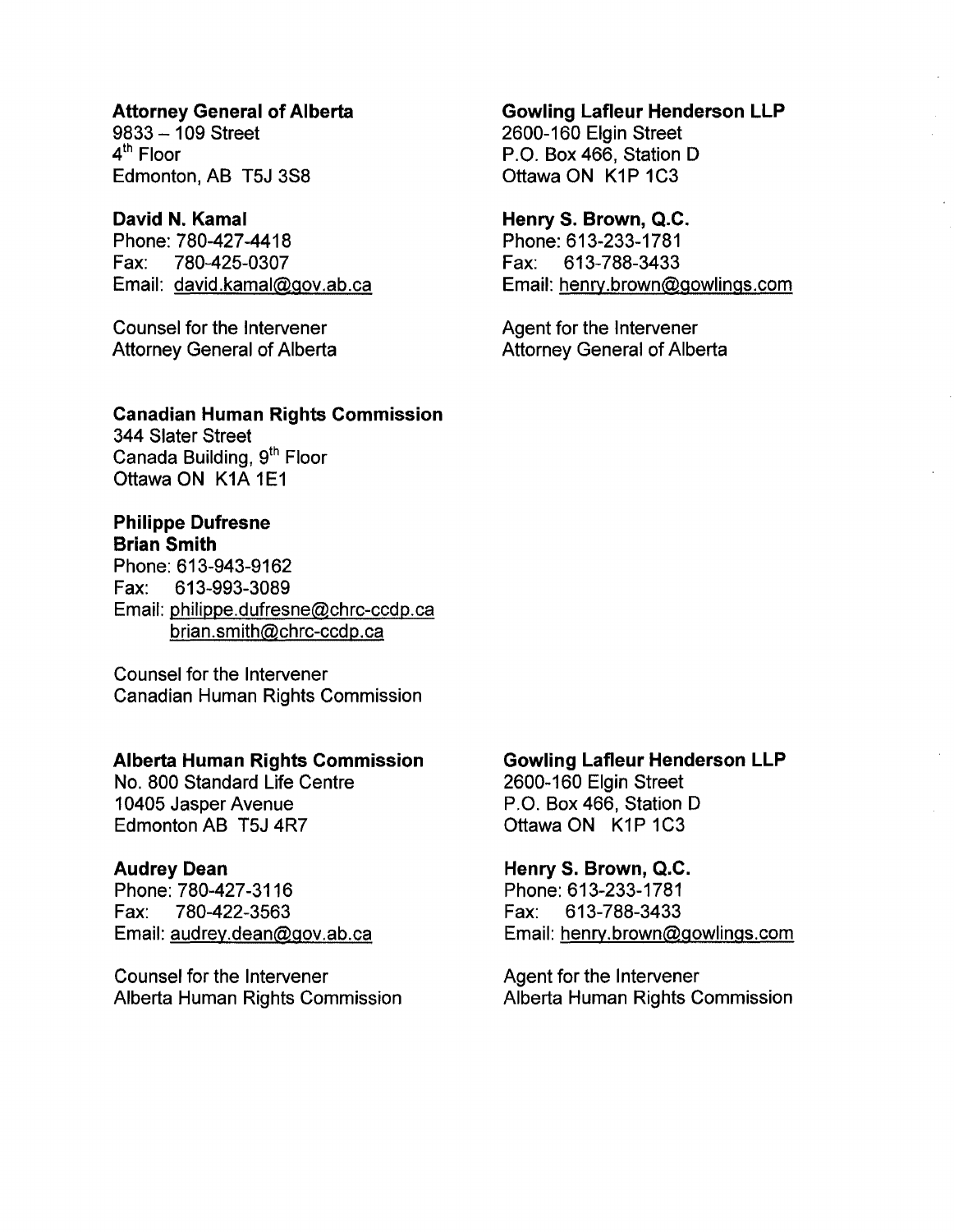**Attorney General of Alberta**
9833 – 109 Street
4th Floor
Edmonton, AB T5J 3S8

**David N. Kamal**
Phone: 780-427-4418
Fax: 780-425-0307
Email: david.kamal@gov.ab.ca

Counsel for the Intervener
Attorney General of Alberta

**Gowling Lafleur Henderson LLP**
2600-160 Elgin Street
P.O. Box 466, Station D
Ottawa ON K1P 1C3

**Henry S. Brown, Q.C.**
Phone: 613-233-1781
Fax: 613-788-3433
Email: henry.brown@gowlings.com

Agent for the Intervener
Attorney General of Alberta

**Canadian Human Rights Commission**
344 Slater Street
Canada Building, 9th Floor
Ottawa ON K1A 1E1

**Philippe Dufresne**
**Brian Smith**
Phone: 613-943-9162
Fax: 613-993-3089
Email: philippe.dufresne@chrc-ccdp.ca
brian.smith@chrc-ccdp.ca

Counsel for the Intervener
Canadian Human Rights Commission

**Alberta Human Rights Commission**
No. 800 Standard Life Centre
10405 Jasper Avenue
Edmonton AB T5J 4R7

**Audrey Dean**
Phone: 780-427-3116
Fax: 780-422-3563
Email: audrey.dean@gov.ab.ca

Counsel for the Intervener
Alberta Human Rights Commission

**Gowling Lafleur Henderson LLP**
2600-160 Elgin Street
P.O. Box 466, Station D
Ottawa ON K1P 1C3

**Henry S. Brown, Q.C.**
Phone: 613-233-1781
Fax: 613-788-3433
Email: henry.brown@gowlings.com

Agent for the Intervener
Alberta Human Rights Commission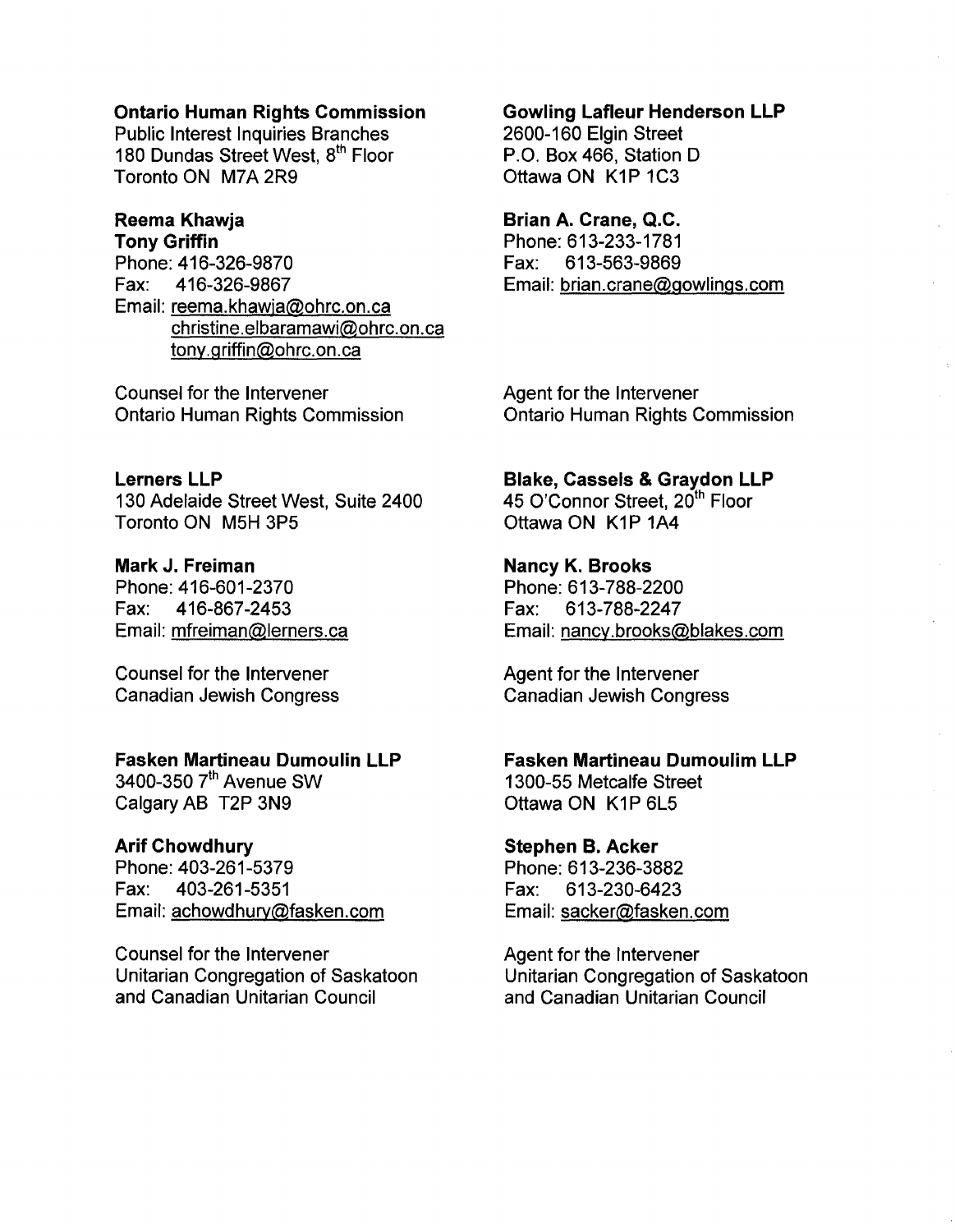**Ontario Human Rights Commission**
Public Interest Inquiries Branches
180 Dundas Street West, 8th Floor
Toronto ON M7A 2R9

**Reema Khawja**
**Tony Griffin**
Phone: 416-326-9870
Fax: 416-326-9867
Email: reema.khawja@ohrc.on.ca
christine.elbaramawi@ohrc.on.ca
tony.griffin@ohrc.on.ca

Counsel for the Intervener
Ontario Human Rights Commission

**Gowling Lafleur Henderson LLP**
2600-160 Elgin Street
P.O. Box 466, Station D
Ottawa ON K1P 1C3

**Brian A. Crane, Q.C.**
Phone: 613-233-1781
Fax: 613-563-9869
Email: brian.crane@gowlings.com

Agent for the Intervener
Ontario Human Rights Commission

**Lerners LLP**
130 Adelaide Street West, Suite 2400
Toronto ON M5H 3P5

**Mark J. Freiman**
Phone: 416-601-2370
Fax: 416-867-2453
Email: mfreiman@lerners.ca

Counsel for the Intervener
Canadian Jewish Congress

**Blake, Cassels & Graydon LLP**
45 O'Connor Street, 20th Floor
Ottawa ON K1P 1A4

**Nancy K. Brooks**
Phone: 613-788-2200
Fax: 613-788-2247
Email: nancy.brooks@blakes.com

Agent for the Intervener
Canadian Jewish Congress

**Fasken Martineau Dumoulin LLP**
3400-350 7th Avenue SW
Calgary AB T2P 3N9

**Arif Chowdhury**
Phone: 403-261-5379
Fax: 403-261-5351
Email: achowdhury@fasken.com

Counsel for the Intervener
Unitarian Congregation of Saskatoon
and Canadian Unitarian Council

**Fasken Martineau Dumoulim LLP**
1300-55 Metcalfe Street
Ottawa ON K1P 6L5

**Stephen B. Acker**
Phone: 613-236-3882
Fax: 613-230-6423
Email: sacker@fasken.com

Agent for the Intervener
Unitarian Congregation of Saskatoon
and Canadian Unitarian Council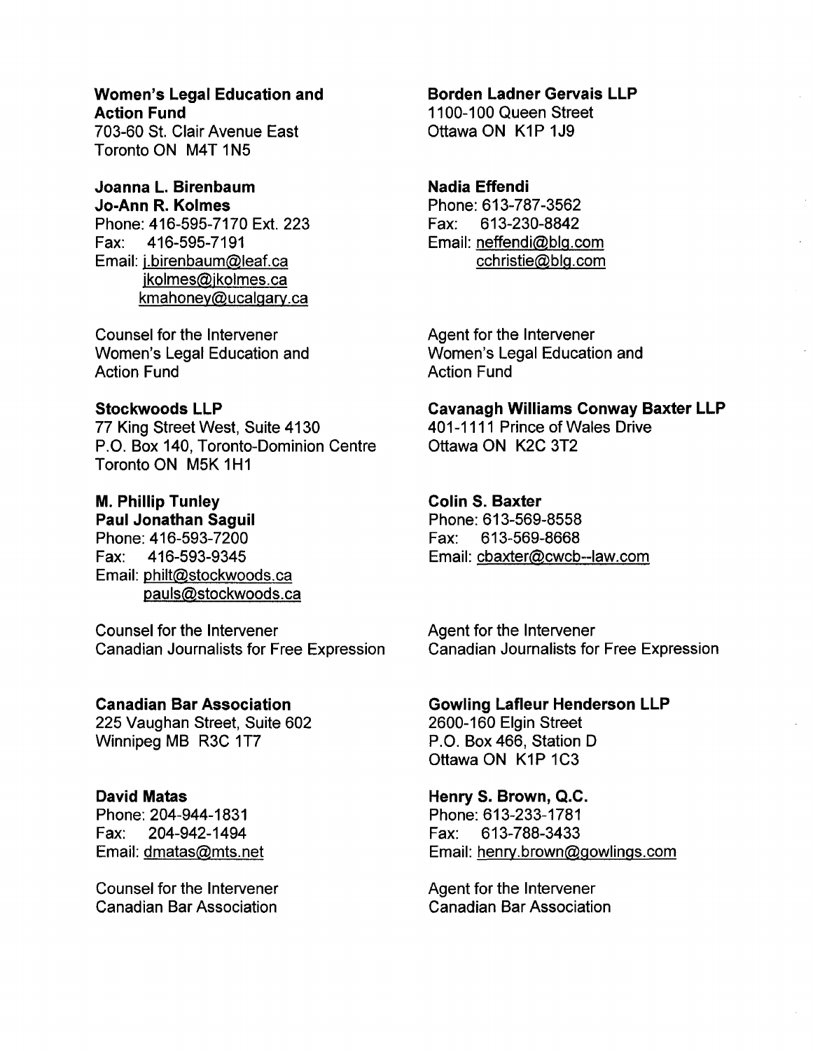**Women's Legal Education and Action Fund**
703-60 St. Clair Avenue East
Toronto ON M4T 1N5

**Joanna L. Birenbaum**
**Jo-Ann R. Kolmes**
Phone: 416-595-7170 Ext. 223
Fax: 416-595-7191
Email: j.birenbaum@leaf.ca
jkolmes@jkolmes.ca
kmahoney@ucalgary.ca

Counsel for the Intervener
Women's Legal Education and Action Fund

**Borden Ladner Gervais LLP**
1100-100 Queen Street
Ottawa ON K1P 1J9

**Nadia Effendi**
Phone: 613-787-3562
Fax: 613-230-8842
Email: neffendi@blg.com
cchristie@blg.com

Agent for the Intervener
Women's Legal Education and Action Fund

**Stockwoods LLP**
77 King Street West, Suite 4130
P.O. Box 140, Toronto-Dominion Centre
Toronto ON M5K 1H1

**M. Phillip Tunley**
**Paul Jonathan Saguil**
Phone: 416-593-7200
Fax: 416-593-9345
Email: philt@stockwoods.ca
pauls@stockwoods.ca

Counsel for the Intervener
Canadian Journalists for Free Expression

**Cavanagh Williams Conway Baxter LLP**
401-1111 Prince of Wales Drive
Ottawa ON K2C 3T2

**Colin S. Baxter**
Phone: 613-569-8558
Fax: 613-569-8668
Email: cbaxter@cwcb--law.com

Agent for the Intervener
Canadian Journalists for Free Expression

**Canadian Bar Association**
225 Vaughan Street, Suite 602
Winnipeg MB R3C 1T7

**David Matas**
Phone: 204-944-1831
Fax: 204-942-1494
Email: dmatas@mts.net

Counsel for the Intervener
Canadian Bar Association

**Gowling Lafleur Henderson LLP**
2600-160 Elgin Street
P.O. Box 466, Station D
Ottawa ON K1P 1C3

**Henry S. Brown, Q.C.**
Phone: 613-233-1781
Fax: 613-788-3433
Email: henry.brown@gowlings.com

Agent for the Intervener
Canadian Bar Association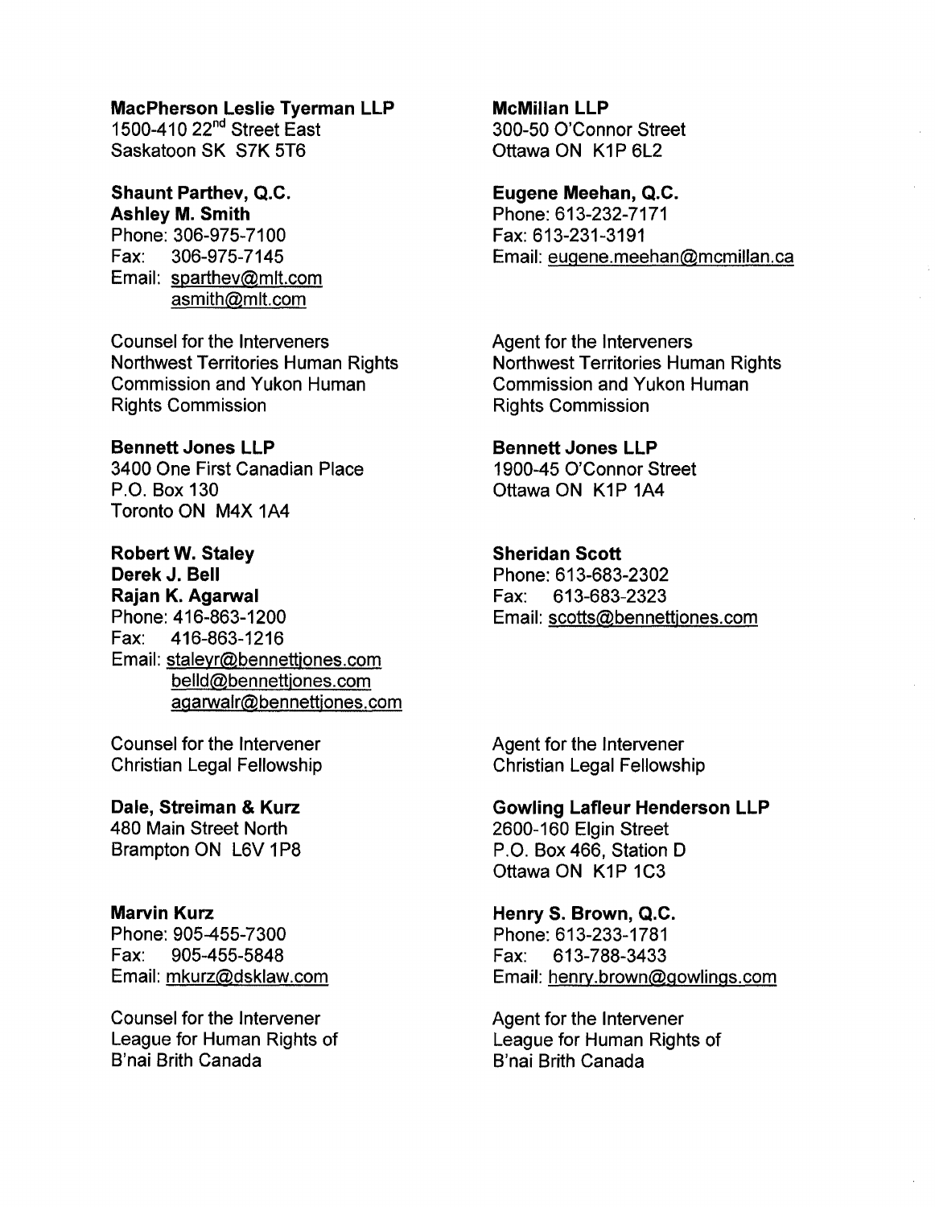**MacPherson Leslie Tyerman LLP**
1500-410 22nd Street East
Saskatoon SK S7K 5T6

**Shaunt Parthev, Q.C.**
**Ashley M. Smith**
Phone: 306-975-7100
Fax: 306-975-7145
Email: sparthev@mlt.com
asmith@mlt.com

Counsel for the Interveners
Northwest Territories Human Rights Commission and Yukon Human Rights Commission

**McMillan LLP**
300-50 O'Connor Street
Ottawa ON K1P 6L2

**Eugene Meehan, Q.C.**
Phone: 613-232-7171
Fax: 613-231-3191
Email: eugene.meehan@mcmillan.ca

Agent for the Interveners
Northwest Territories Human Rights Commission and Yukon Human Rights Commission

**Bennett Jones LLP**
3400 One First Canadian Place
P.O. Box 130
Toronto ON M4X 1A4

**Robert W. Staley**
**Derek J. Bell**
**Rajan K. Agarwal**
Phone: 416-863-1200
Fax: 416-863-1216
Email: staleyr@bennettjones.com
belld@bennettjones.com
agarwalr@bennettjones.com

Counsel for the Intervener
Christian Legal Fellowship

**Bennett Jones LLP**
1900-45 O'Connor Street
Ottawa ON K1P 1A4

**Sheridan Scott**
Phone: 613-683-2302
Fax: 613-683-2323
Email: scotts@bennettjones.com

Agent for the Intervener
Christian Legal Fellowship

**Dale, Streiman & Kurz**
480 Main Street North
Brampton ON L6V 1P8

**Marvin Kurz**
Phone: 905-455-7300
Fax: 905-455-5848
Email: mkurz@dsklaw.com

Counsel for the Intervener
League for Human Rights of B'nai Brith Canada

**Gowling Lafleur Henderson LLP**
2600-160 Elgin Street
P.O. Box 466, Station D
Ottawa ON K1P 1C3

**Henry S. Brown, Q.C.**
Phone: 613-233-1781
Fax: 613-788-3433
Email: henry.brown@gowlings.com

Agent for the Intervener
League for Human Rights of B'nai Brith Canada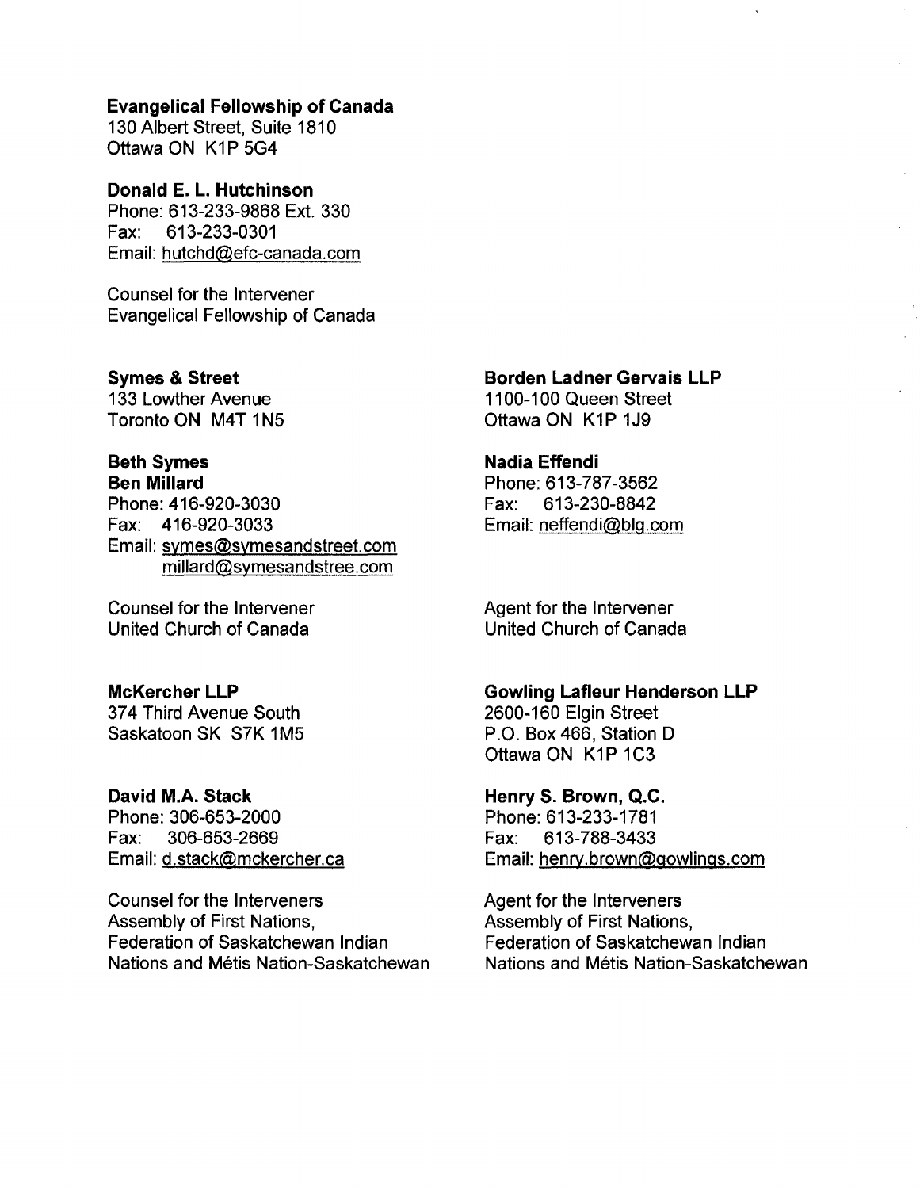**Evangelical Fellowship of Canada**
130 Albert Street, Suite 1810
Ottawa ON K1P 5G4

**Donald E. L. Hutchinson**
Phone: 613-233-9868 Ext. 330
Fax: 613-233-0301
Email: hutchd@efc-canada.com

Counsel for the Intervener
Evangelical Fellowship of Canada

**Symes & Street**
133 Lowther Avenue
Toronto ON M4T 1N5

**Beth Symes**
**Ben Millard**
Phone: 416-920-3030
Fax: 416-920-3033
Email: symes@symesandstreet.com
millard@symesandstree.com

Counsel for the Intervener
United Church of Canada

**Borden Ladner Gervais LLP**
1100-100 Queen Street
Ottawa ON K1P 1J9

**Nadia Effendi**
Phone: 613-787-3562
Fax: 613-230-8842
Email: neffendi@blg.com

Agent for the Intervener
United Church of Canada

**McKercher LLP**
374 Third Avenue South
Saskatoon SK S7K 1M5

**David M.A. Stack**
Phone: 306-653-2000
Fax: 306-653-2669
Email: d.stack@mckercher.ca

Counsel for the Interveners
Assembly of First Nations,
Federation of Saskatchewan Indian
Nations and Métis Nation-Saskatchewan

**Gowling Lafleur Henderson LLP**
2600-160 Elgin Street
P.O. Box 466, Station D
Ottawa ON K1P 1C3

**Henry S. Brown, Q.C.**
Phone: 613-233-1781
Fax: 613-788-3433
Email: henry.brown@gowlings.com

Agent for the Interveners
Assembly of First Nations,
Federation of Saskatchewan Indian
Nations and Métis Nation-Saskatchewan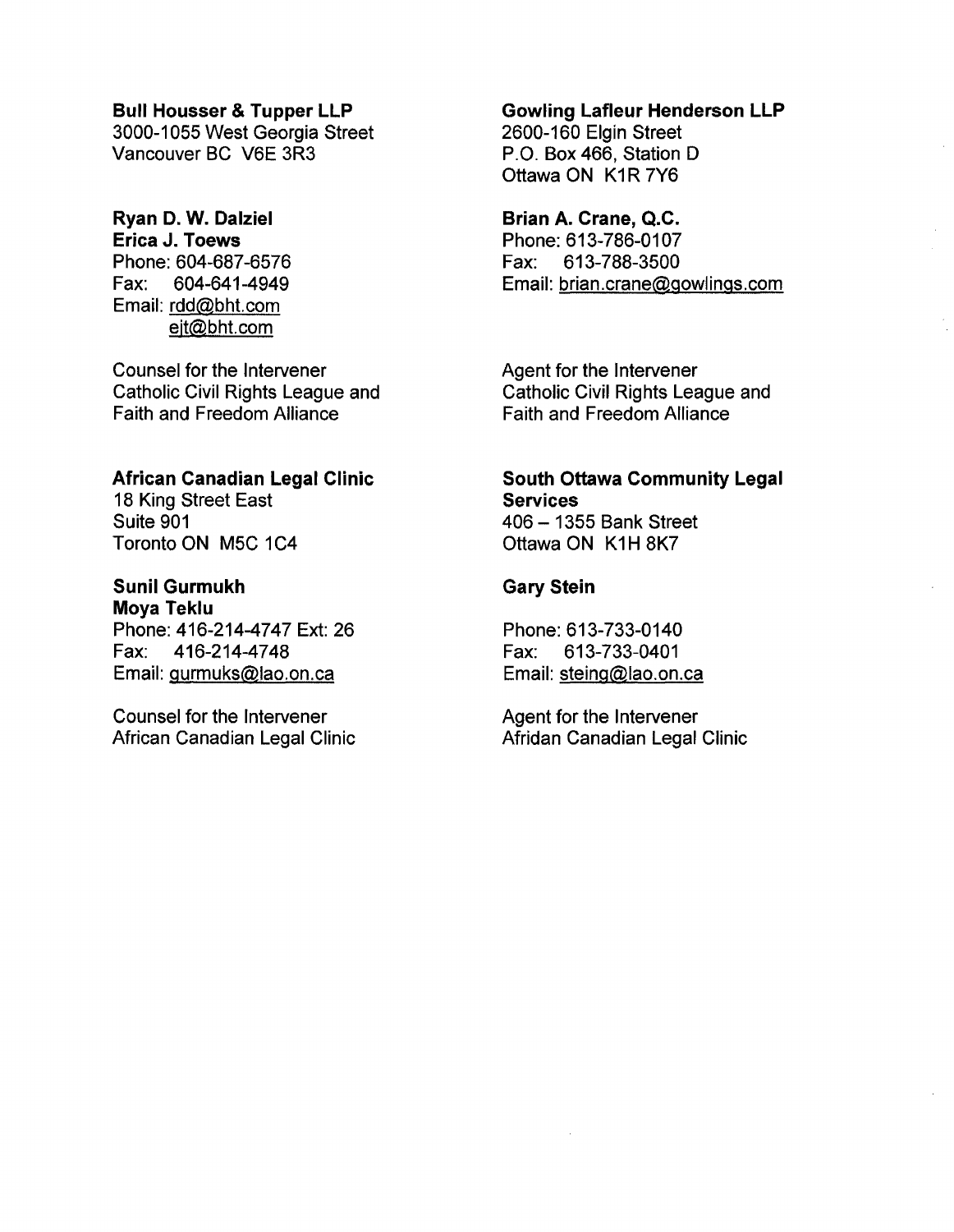**Bull Housser & Tupper LLP**
3000-1055 West Georgia Street
Vancouver BC V6E 3R3

**Ryan D. W. Dalziel**
**Erica J. Toews**
Phone: 604-687-6576
Fax: 604-641-4949
Email: rdd@bht.com
ejt@bht.com

Counsel for the Intervener
Catholic Civil Rights League and
Faith and Freedom Alliance

**Gowling Lafleur Henderson LLP**
2600-160 Elgin Street
P.O. Box 466, Station D
Ottawa ON K1R 7Y6

**Brian A. Crane, Q.C.**
Phone: 613-786-0107
Fax: 613-788-3500
Email: brian.crane@gowlings.com

Agent for the Intervener
Catholic Civil Rights League and
Faith and Freedom Alliance

**African Canadian Legal Clinic**
18 King Street East
Suite 901
Toronto ON M5C 1C4

**Sunil Gurmukh**
**Moya Teklu**
Phone: 416-214-4747 Ext: 26
Fax: 416-214-4748
Email: gurmuks@lao.on.ca

Counsel for the Intervener
African Canadian Legal Clinic

**South Ottawa Community Legal Services**
406 – 1355 Bank Street
Ottawa ON K1H 8K7

**Gary Stein**

Phone: 613-733-0140
Fax: 613-733-0401
Email: steing@lao.on.ca

Agent for the Intervener
Afridan Canadian Legal Clinic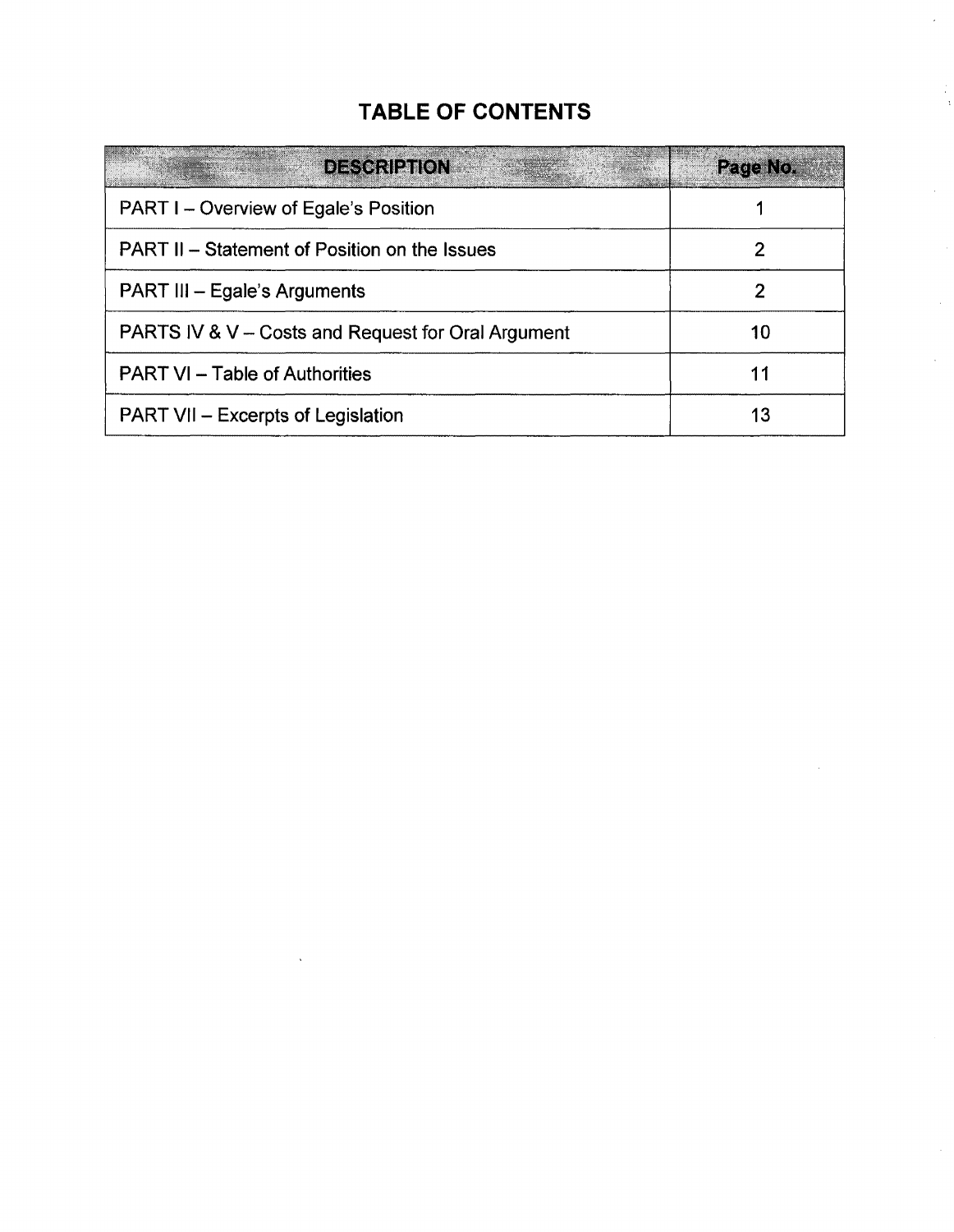# TABLE OF CONTENTS

| DESCRIPTION | Page No. |
| --- | --- |
| PART I – Overview of Egale's Position | 1 |
| PART II – Statement of Position on the Issues | 2 |
| PART III – Egale's Arguments | 2 |
| PARTS IV & V – Costs and Request for Oral Argument | 10 |
| PART VI – Table of Authorities | 11 |
| PART VII – Excerpts of Legislation | 13 |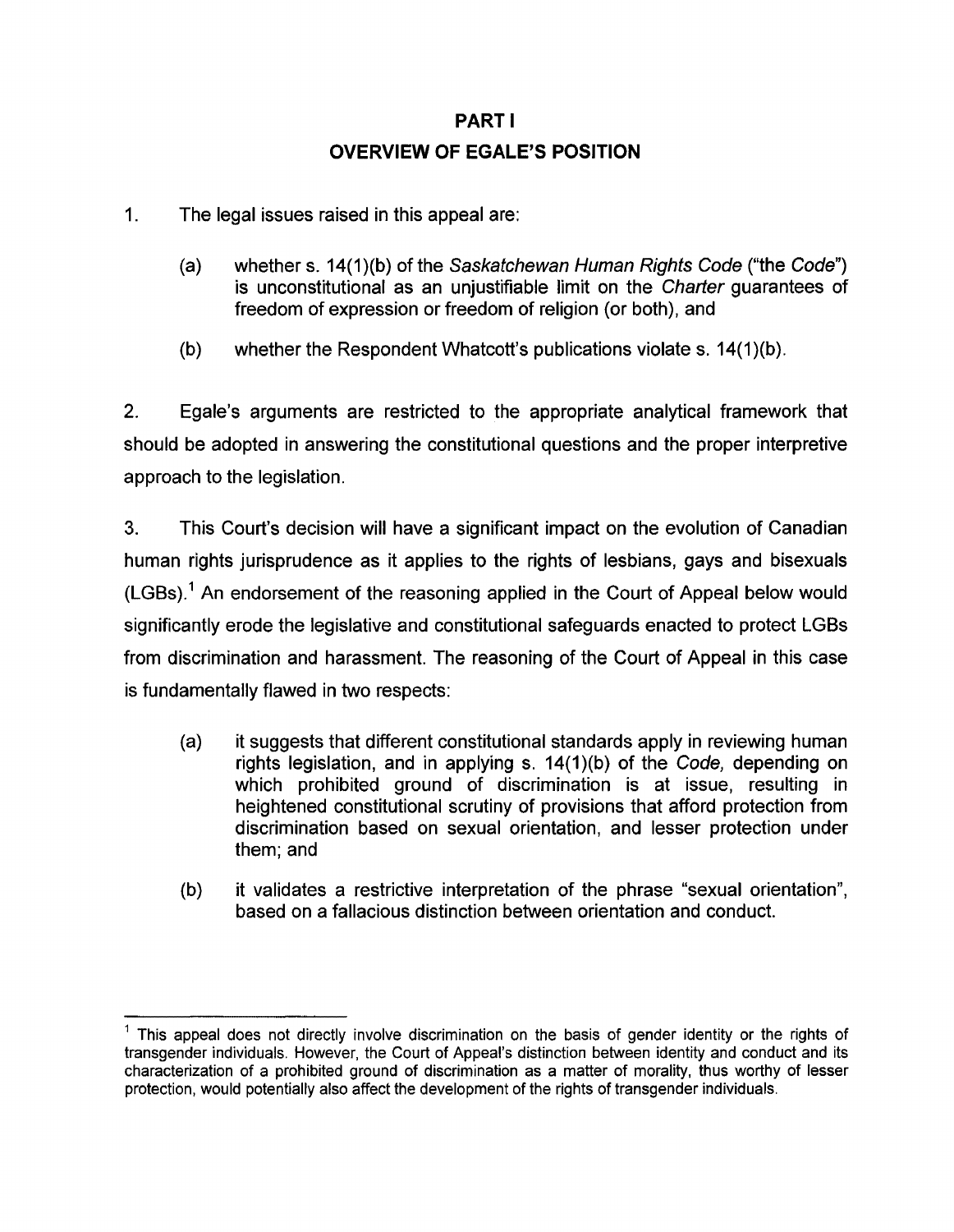# PART I

## OVERVIEW OF EGALE'S POSITION

1. The legal issues raised in this appeal are:

   (a) whether s. 14(1)(b) of the *Saskatchewan Human Rights Code* ("the *Code*") is unconstitutional as an unjustifiable limit on the *Charter* guarantees of freedom of expression or freedom of religion (or both), and

   (b) whether the Respondent Whatcott's publications violate s. 14(1)(b).

2. Egale's arguments are restricted to the appropriate analytical framework that should be adopted in answering the constitutional questions and the proper interpretive approach to the legislation.

3. This Court's decision will have a significant impact on the evolution of Canadian human rights jurisprudence as it applies to the rights of lesbians, gays and bisexuals (LGBs).[1] An endorsement of the reasoning applied in the Court of Appeal below would significantly erode the legislative and constitutional safeguards enacted to protect LGBs from discrimination and harassment. The reasoning of the Court of Appeal in this case is fundamentally flawed in two respects:

   (a) it suggests that different constitutional standards apply in reviewing human rights legislation, and in applying s. 14(1)(b) of the *Code*, depending on which prohibited ground of discrimination is at issue, resulting in heightened constitutional scrutiny of provisions that afford protection from discrimination based on sexual orientation, and lesser protection under them; and

   (b) it validates a restrictive interpretation of the phrase "sexual orientation", based on a fallacious distinction between orientation and conduct.

---

[1] This appeal does not directly involve discrimination on the basis of gender identity or the rights of transgender individuals. However, the Court of Appeal's distinction between identity and conduct and its characterization of a prohibited ground of discrimination as a matter of morality, thus worthy of lesser protection, would potentially also affect the development of the rights of transgender individuals.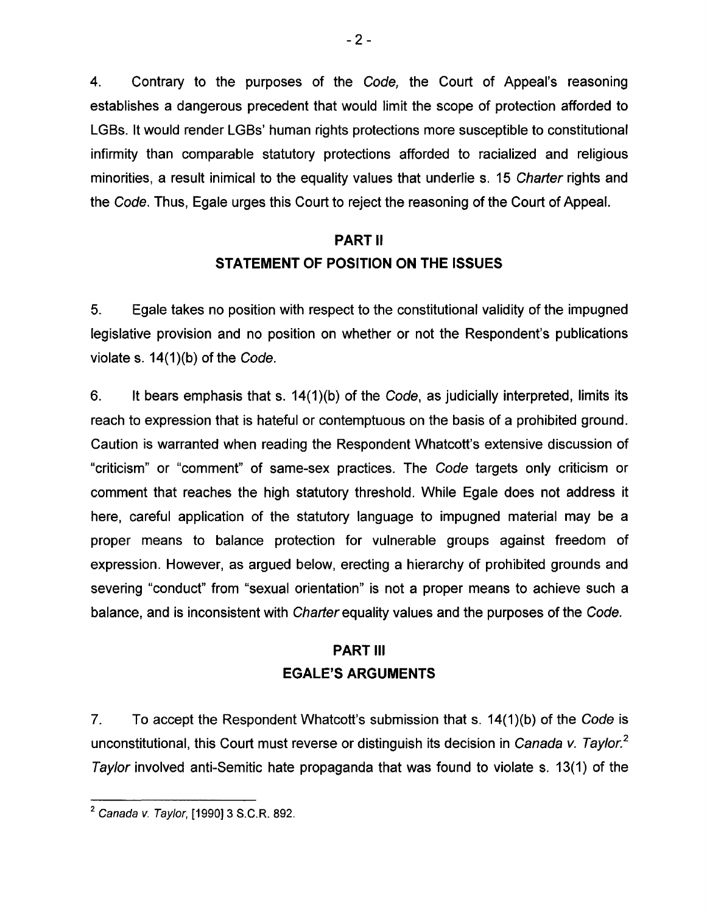4. Contrary to the purposes of the *Code,* the Court of Appeal's reasoning establishes a dangerous precedent that would limit the scope of protection afforded to LGBs. It would render LGBs' human rights protections more susceptible to constitutional infirmity than comparable statutory protections afforded to racialized and religious minorities, a result inimical to the equality values that underlie s. 15 *Charter* rights and the *Code*. Thus, Egale urges this Court to reject the reasoning of the Court of Appeal.

## PART II
## STATEMENT OF POSITION ON THE ISSUES

5. Egale takes no position with respect to the constitutional validity of the impugned legislative provision and no position on whether or not the Respondent's publications violate s. 14(1)(b) of the *Code*.

6. It bears emphasis that s. 14(1)(b) of the *Code*, as judicially interpreted, limits its reach to expression that is hateful or contemptuous on the basis of a prohibited ground. Caution is warranted when reading the Respondent Whatcott's extensive discussion of "criticism" or "comment" of same-sex practices. The *Code* targets only criticism or comment that reaches the high statutory threshold. While Egale does not address it here, careful application of the statutory language to impugned material may be a proper means to balance protection for vulnerable groups against freedom of expression. However, as argued below, erecting a hierarchy of prohibited grounds and severing "conduct" from "sexual orientation" is not a proper means to achieve such a balance, and is inconsistent with *Charter* equality values and the purposes of the *Code*.

## PART III
## EGALE'S ARGUMENTS

7. To accept the Respondent Whatcott's submission that s. 14(1)(b) of the *Code* is unconstitutional, this Court must reverse or distinguish its decision in *Canada v. Taylor.*[2] *Taylor* involved anti-Semitic hate propaganda that was found to violate s. 13(1) of the

---

[2] *Canada v. Taylor*, [1990] 3 S.C.R. 892.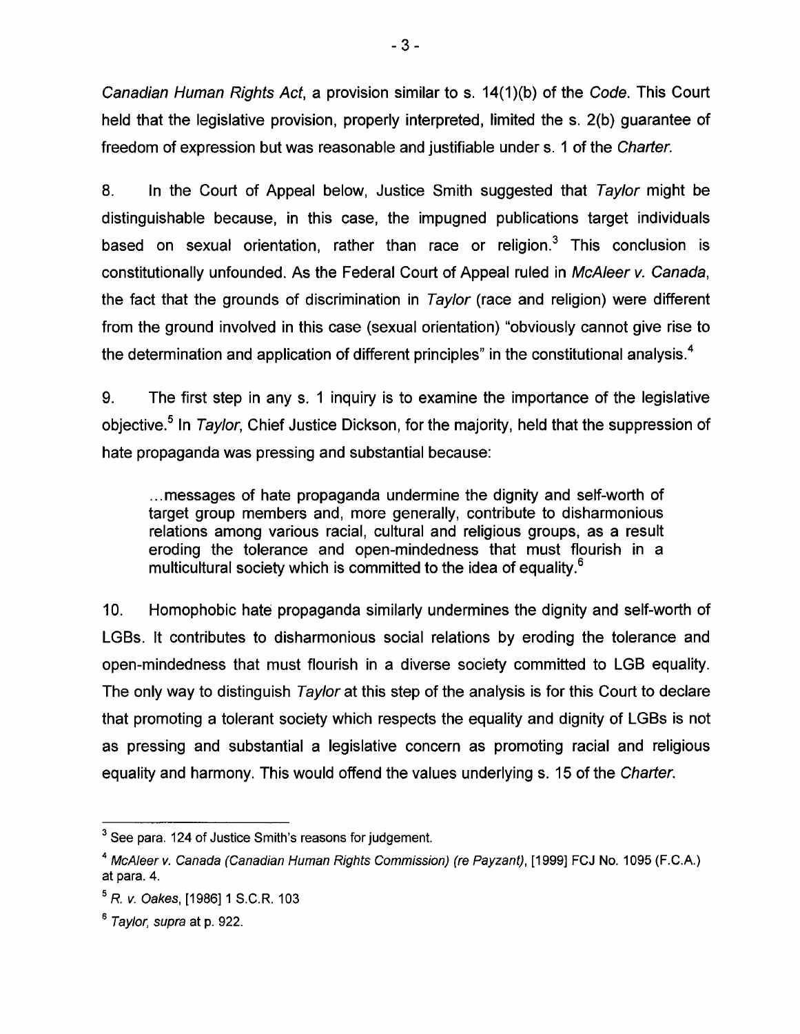*Canadian Human Rights Act*, a provision similar to s. 14(1)(b) of the *Code*. This Court held that the legislative provision, properly interpreted, limited the s. 2(b) guarantee of freedom of expression but was reasonable and justifiable under s. 1 of the *Charter*.

8. In the Court of Appeal below, Justice Smith suggested that *Taylor* might be distinguishable because, in this case, the impugned publications target individuals based on sexual orientation, rather than race or religion.[3] This conclusion is constitutionally unfounded. As the Federal Court of Appeal ruled in *McAleer v. Canada*, the fact that the grounds of discrimination in *Taylor* (race and religion) were different from the ground involved in this case (sexual orientation) "obviously cannot give rise to the determination and application of different principles" in the constitutional analysis.[4]

9. The first step in any s. 1 inquiry is to examine the importance of the legislative objective.[5] In *Taylor*, Chief Justice Dickson, for the majority, held that the suppression of hate propaganda was pressing and substantial because:

> ...messages of hate propaganda undermine the dignity and self-worth of target group members and, more generally, contribute to disharmonious relations among various racial, cultural and religious groups, as a result eroding the tolerance and open-mindedness that must flourish in a multicultural society which is committed to the idea of equality.[6]

10. Homophobic hate propaganda similarly undermines the dignity and self-worth of LGBs. It contributes to disharmonious social relations by eroding the tolerance and open-mindedness that must flourish in a diverse society committed to LGB equality. The only way to distinguish *Taylor* at this step of the analysis is for this Court to declare that promoting a tolerant society which respects the equality and dignity of LGBs is not as pressing and substantial a legislative concern as promoting racial and religious equality and harmony. This would offend the values underlying s. 15 of the *Charter*.

---

[3] See para. 124 of Justice Smith's reasons for judgement.

[4] *McAleer v. Canada (Canadian Human Rights Commission) (re Payzant)*, [1999] FCJ No. 1095 (F.C.A.) at para. 4.

[5] *R. v. Oakes*, [1986] 1 S.C.R. 103

[6] *Taylor, supra* at p. 922.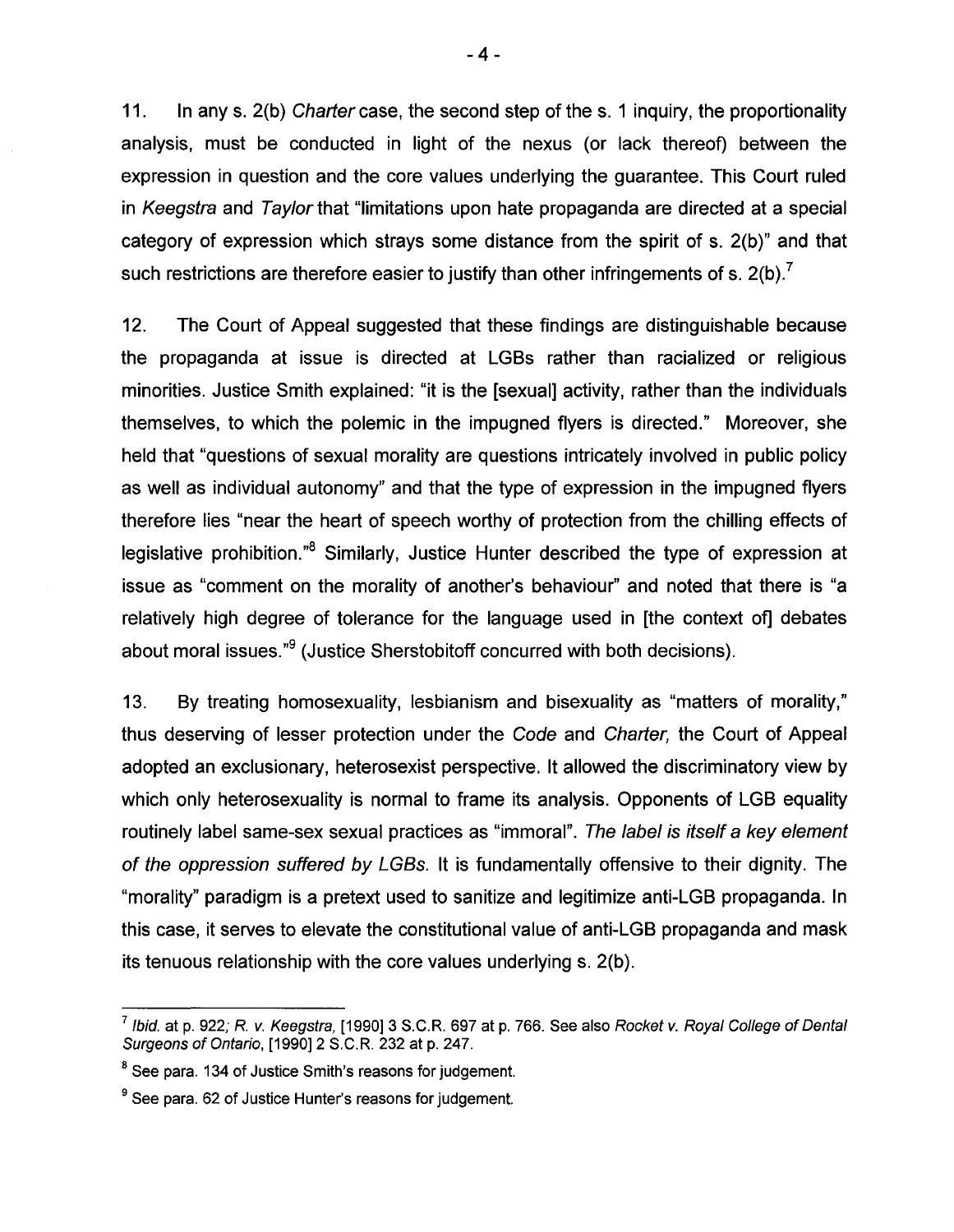11. In any s. 2(b) *Charter* case, the second step of the s. 1 inquiry, the proportionality analysis, must be conducted in light of the nexus (or lack thereof) between the expression in question and the core values underlying the guarantee. This Court ruled in *Keegstra* and *Taylor* that "limitations upon hate propaganda are directed at a special category of expression which strays some distance from the spirit of s. 2(b)" and that such restrictions are therefore easier to justify than other infringements of s. 2(b).[7]

12. The Court of Appeal suggested that these findings are distinguishable because the propaganda at issue is directed at LGBs rather than racialized or religious minorities. Justice Smith explained: "it is the [sexual] activity, rather than the individuals themselves, to which the polemic in the impugned flyers is directed." Moreover, she held that "questions of sexual morality are questions intricately involved in public policy as well as individual autonomy" and that the type of expression in the impugned flyers therefore lies "near the heart of speech worthy of protection from the chilling effects of legislative prohibition."[8] Similarly, Justice Hunter described the type of expression at issue as "comment on the morality of another's behaviour" and noted that there is "a relatively high degree of tolerance for the language used in [the context of] debates about moral issues."[9] (Justice Sherstobitoff concurred with both decisions).

13. By treating homosexuality, lesbianism and bisexuality as "matters of morality," thus deserving of lesser protection under the *Code* and *Charter*, the Court of Appeal adopted an exclusionary, heterosexist perspective. It allowed the discriminatory view by which only heterosexuality is normal to frame its analysis. Opponents of LGB equality routinely label same-sex sexual practices as "immoral". *The label is itself a key element of the oppression suffered by LGBs.* It is fundamentally offensive to their dignity. The "morality" paradigm is a pretext used to sanitize and legitimize anti-LGB propaganda. In this case, it serves to elevate the constitutional value of anti-LGB propaganda and mask its tenuous relationship with the core values underlying s. 2(b).

---

[7] *Ibid.* at p. 922; *R. v. Keegstra*, [1990] 3 S.C.R. 697 at p. 766. See also *Rocket v. Royal College of Dental Surgeons of Ontario*, [1990] 2 S.C.R. 232 at p. 247.

[8] See para. 134 of Justice Smith's reasons for judgement.

[9] See para. 62 of Justice Hunter's reasons for judgement.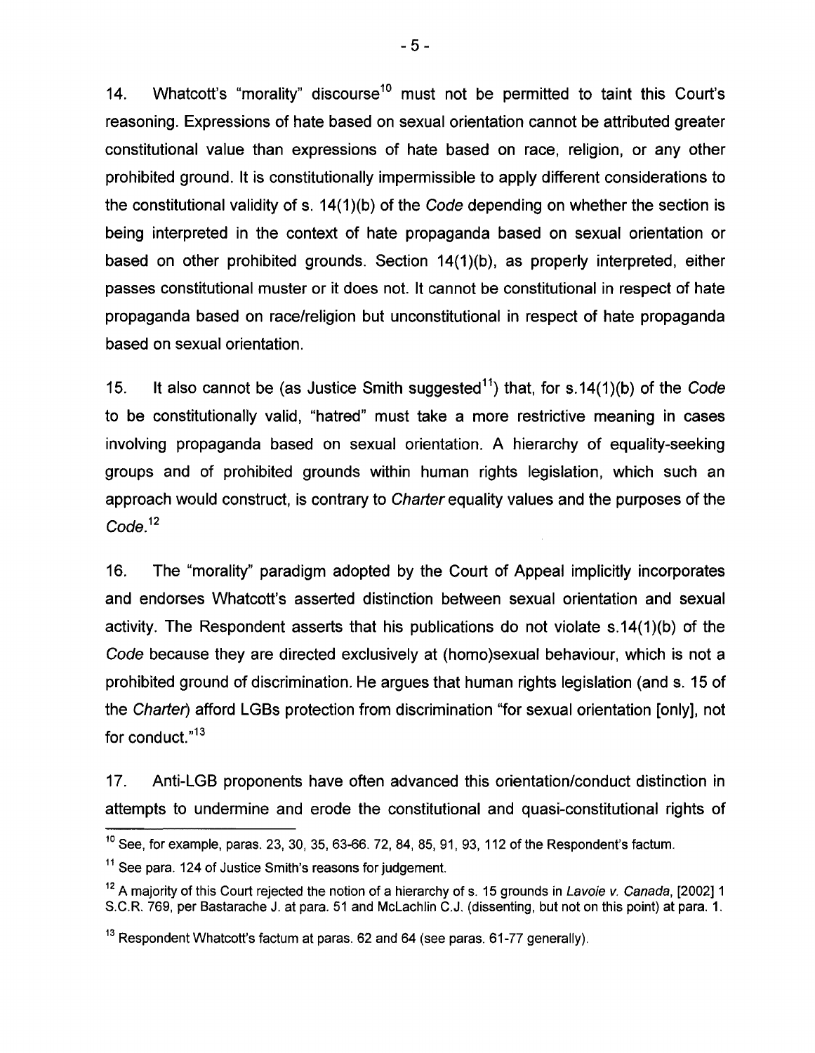14. Whatcott's "morality" discourse[10] must not be permitted to taint this Court's reasoning. Expressions of hate based on sexual orientation cannot be attributed greater constitutional value than expressions of hate based on race, religion, or any other prohibited ground. It is constitutionally impermissible to apply different considerations to the constitutional validity of s. 14(1)(b) of the *Code* depending on whether the section is being interpreted in the context of hate propaganda based on sexual orientation or based on other prohibited grounds. Section 14(1)(b), as properly interpreted, either passes constitutional muster or it does not. It cannot be constitutional in respect of hate propaganda based on race/religion but unconstitutional in respect of hate propaganda based on sexual orientation.

15. It also cannot be (as Justice Smith suggested[11]) that, for s.14(1)(b) of the *Code* to be constitutionally valid, "hatred" must take a more restrictive meaning in cases involving propaganda based on sexual orientation. A hierarchy of equality-seeking groups and of prohibited grounds within human rights legislation, which such an approach would construct, is contrary to *Charter* equality values and the purposes of the *Code*.[12]

16. The "morality" paradigm adopted by the Court of Appeal implicitly incorporates and endorses Whatcott's asserted distinction between sexual orientation and sexual activity. The Respondent asserts that his publications do not violate s.14(1)(b) of the *Code* because they are directed exclusively at (homo)sexual behaviour, which is not a prohibited ground of discrimination. He argues that human rights legislation (and s. 15 of the *Charter*) afford LGBs protection from discrimination "for sexual orientation [only], not for conduct."[13]

17. Anti-LGB proponents have often advanced this orientation/conduct distinction in attempts to undermine and erode the constitutional and quasi-constitutional rights of

---

[10] See, for example, paras. 23, 30, 35, 63-66. 72, 84, 85, 91, 93, 112 of the Respondent's factum.

[11] See para. 124 of Justice Smith's reasons for judgement.

[12] A majority of this Court rejected the notion of a hierarchy of s. 15 grounds in *Lavoie v. Canada*, [2002] 1 S.C.R. 769, per Bastarache J. at para. 51 and McLachlin C.J. (dissenting, but not on this point) at para. 1.

[13] Respondent Whatcott's factum at paras. 62 and 64 (see paras. 61-77 generally).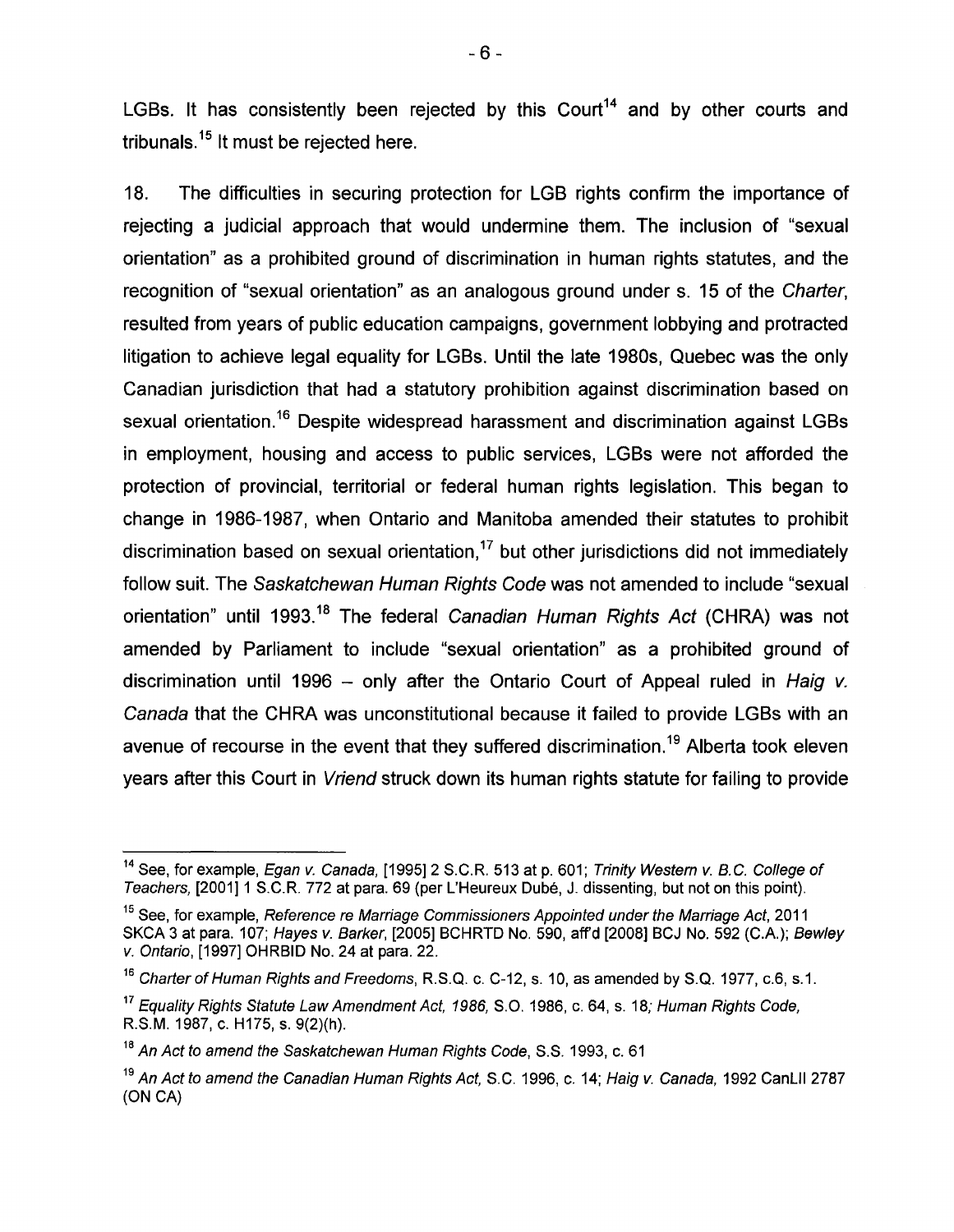LGBs. It has consistently been rejected by this Court[14] and by other courts and tribunals.[15] It must be rejected here.

18. The difficulties in securing protection for LGB rights confirm the importance of rejecting a judicial approach that would undermine them. The inclusion of "sexual orientation" as a prohibited ground of discrimination in human rights statutes, and the recognition of "sexual orientation" as an analogous ground under s. 15 of the *Charter*, resulted from years of public education campaigns, government lobbying and protracted litigation to achieve legal equality for LGBs. Until the late 1980s, Quebec was the only Canadian jurisdiction that had a statutory prohibition against discrimination based on sexual orientation.[16] Despite widespread harassment and discrimination against LGBs in employment, housing and access to public services, LGBs were not afforded the protection of provincial, territorial or federal human rights legislation. This began to change in 1986-1987, when Ontario and Manitoba amended their statutes to prohibit discrimination based on sexual orientation,[17] but other jurisdictions did not immediately follow suit. The *Saskatchewan Human Rights Code* was not amended to include "sexual orientation" until 1993.[18] The federal *Canadian Human Rights Act* (CHRA) was not amended by Parliament to include "sexual orientation" as a prohibited ground of discrimination until 1996 – only after the Ontario Court of Appeal ruled in *Haig v. Canada* that the CHRA was unconstitutional because it failed to provide LGBs with an avenue of recourse in the event that they suffered discrimination.[19] Alberta took eleven years after this Court in *Vriend* struck down its human rights statute for failing to provide

---

[14] See, for example, *Egan v. Canada*, [1995] 2 S.C.R. 513 at p. 601; *Trinity Western v. B.C. College of Teachers*, [2001] 1 S.C.R. 772 at para. 69 (per L'Heureux Dubé, J. dissenting, but not on this point).

[15] See, for example, *Reference re Marriage Commissioners Appointed under the Marriage Act*, 2011 SKCA 3 at para. 107; *Hayes v. Barker*, [2005] BCHRTD No. 590, aff'd [2008] BCJ No. 592 (C.A.); *Bewley v. Ontario*, [1997] OHRBID No. 24 at para. 22.

[16] *Charter of Human Rights and Freedoms*, R.S.Q. c. C-12, s. 10, as amended by S.Q. 1977, c.6, s.1.

[17] *Equality Rights Statute Law Amendment Act, 1986*, S.O. 1986, c. 64, s. 18; *Human Rights Code*, R.S.M. 1987, c. H175, s. 9(2)(h).

[18] *An Act to amend the Saskatchewan Human Rights Code*, S.S. 1993, c. 61

[19] *An Act to amend the Canadian Human Rights Act*, S.C. 1996, c. 14; *Haig v. Canada*, 1992 CanLII 2787 (ON CA)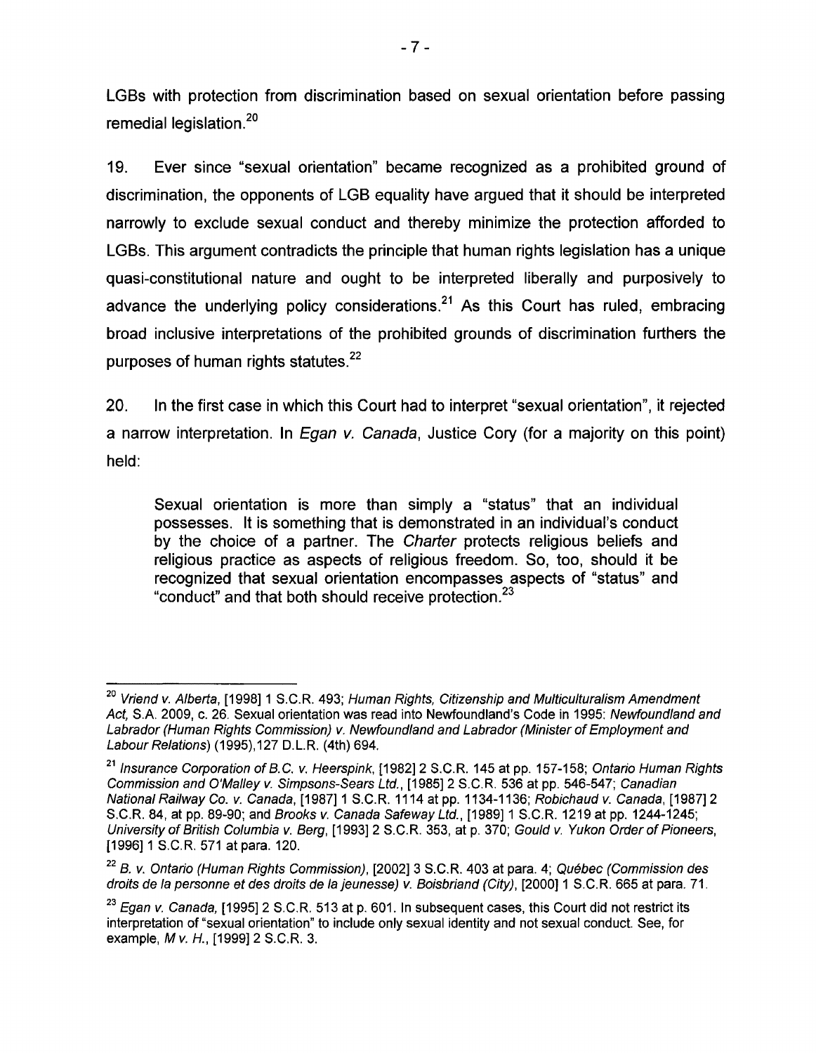LGBs with protection from discrimination based on sexual orientation before passing remedial legislation.[20]

19. Ever since "sexual orientation" became recognized as a prohibited ground of discrimination, the opponents of LGB equality have argued that it should be interpreted narrowly to exclude sexual conduct and thereby minimize the protection afforded to LGBs. This argument contradicts the principle that human rights legislation has a unique quasi-constitutional nature and ought to be interpreted liberally and purposively to advance the underlying policy considerations.[21] As this Court has ruled, embracing broad inclusive interpretations of the prohibited grounds of discrimination furthers the purposes of human rights statutes.[22]

20. In the first case in which this Court had to interpret "sexual orientation", it rejected a narrow interpretation. In *Egan v. Canada*, Justice Cory (for a majority on this point) held:

> Sexual orientation is more than simply a "status" that an individual possesses. It is something that is demonstrated in an individual's conduct by the choice of a partner. The *Charter* protects religious beliefs and religious practice as aspects of religious freedom. So, too, should it be recognized that sexual orientation encompasses aspects of "status" and "conduct" and that both should receive protection.[23]

---

[20] *Vriend v. Alberta*, [1998] 1 S.C.R. 493; *Human Rights, Citizenship and Multiculturalism Amendment Act*, S.A. 2009, c. 26. Sexual orientation was read into Newfoundland's Code in 1995: *Newfoundland and Labrador (Human Rights Commission) v. Newfoundland and Labrador (Minister of Employment and Labour Relations)* (1995),127 D.L.R. (4th) 694.

[21] *Insurance Corporation of B.C. v. Heerspink*, [1982] 2 S.C.R. 145 at pp. 157-158; *Ontario Human Rights Commission and O'Malley v. Simpsons-Sears Ltd.*, [1985] 2 S.C.R. 536 at pp. 546-547; *Canadian National Railway Co. v. Canada*, [1987] 1 S.C.R. 1114 at pp. 1134-1136; *Robichaud v. Canada*, [1987] 2 S.C.R. 84, at pp. 89-90; and *Brooks v. Canada Safeway Ltd.*, [1989] 1 S.C.R. 1219 at pp. 1244-1245; *University of British Columbia v. Berg*, [1993] 2 S.C.R. 353, at p. 370; *Gould v. Yukon Order of Pioneers*, [1996] 1 S.C.R. 571 at para. 120.

[22] *B. v. Ontario (Human Rights Commission)*, [2002] 3 S.C.R. 403 at para. 4; *Québec (Commission des droits de la personne et des droits de la jeunesse) v. Boisbriand (City)*, [2000] 1 S.C.R. 665 at para. 71.

[23] *Egan v. Canada*, [1995] 2 S.C.R. 513 at p. 601. In subsequent cases, this Court did not restrict its interpretation of "sexual orientation" to include only sexual identity and not sexual conduct. See, for example, *M v. H.*, [1999] 2 S.C.R. 3.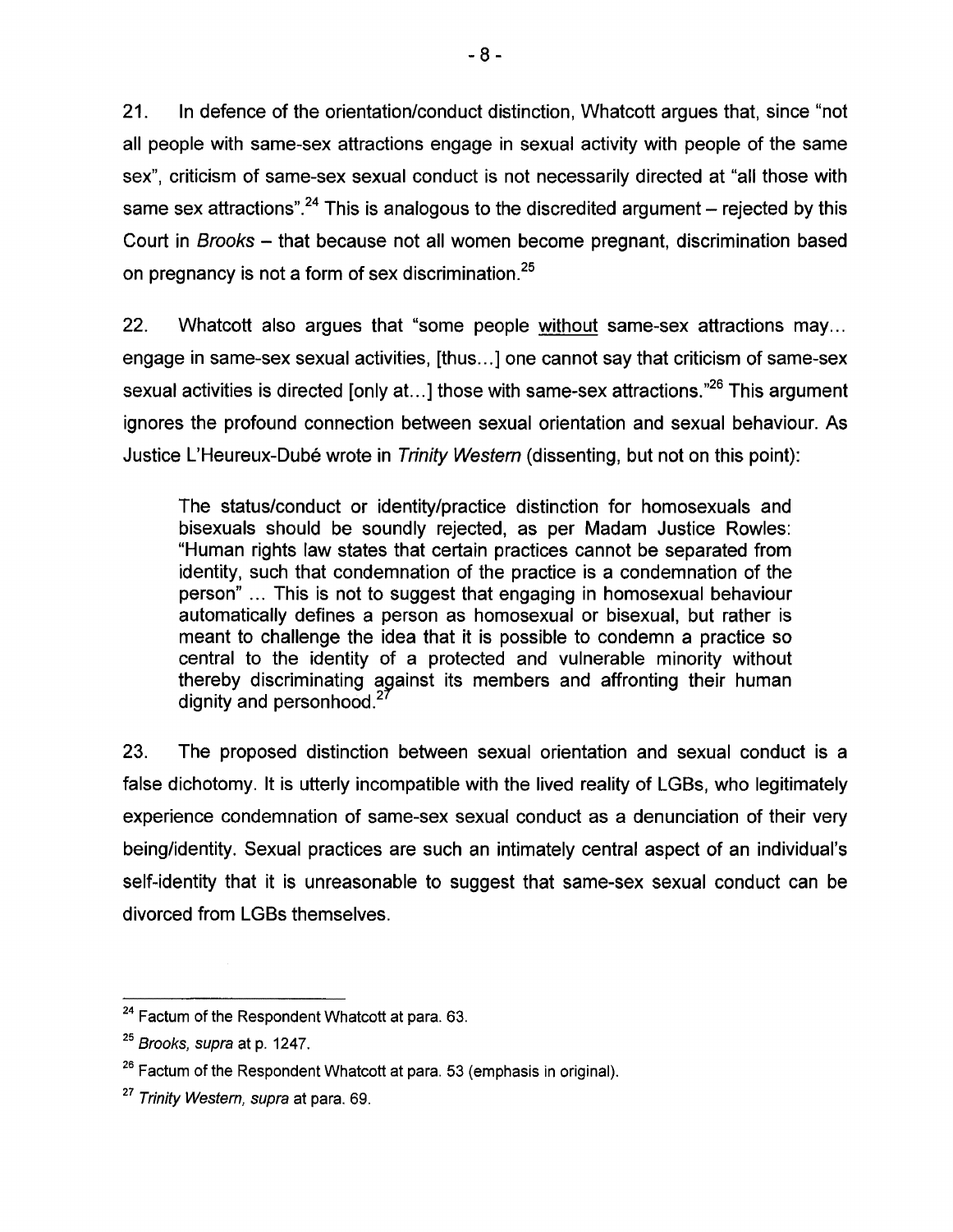21. In defence of the orientation/conduct distinction, Whatcott argues that, since "not all people with same-sex attractions engage in sexual activity with people of the same sex", criticism of same-sex sexual conduct is not necessarily directed at "all those with same sex attractions".[24] This is analogous to the discredited argument – rejected by this Court in *Brooks* – that because not all women become pregnant, discrimination based on pregnancy is not a form of sex discrimination.[25]

22. Whatcott also argues that "some people <u>without</u> same-sex attractions may... engage in same-sex sexual activities, [thus...] one cannot say that criticism of same-sex sexual activities is directed [only at...] those with same-sex attractions."[26] This argument ignores the profound connection between sexual orientation and sexual behaviour. As Justice L'Heureux-Dubé wrote in *Trinity Western* (dissenting, but not on this point):

> The status/conduct or identity/practice distinction for homosexuals and bisexuals should be soundly rejected, as per Madam Justice Rowles: "Human rights law states that certain practices cannot be separated from identity, such that condemnation of the practice is a condemnation of the person" ... This is not to suggest that engaging in homosexual behaviour automatically defines a person as homosexual or bisexual, but rather is meant to challenge the idea that it is possible to condemn a practice so central to the identity of a protected and vulnerable minority without thereby discriminating against its members and affronting their human dignity and personhood.[27]

23. The proposed distinction between sexual orientation and sexual conduct is a false dichotomy. It is utterly incompatible with the lived reality of LGBs, who legitimately experience condemnation of same-sex sexual conduct as a denunciation of their very being/identity. Sexual practices are such an intimately central aspect of an individual's self-identity that it is unreasonable to suggest that same-sex sexual conduct can be divorced from LGBs themselves.

---

[24] Factum of the Respondent Whatcott at para. 63.

[25] *Brooks, supra* at p. 1247.

[26] Factum of the Respondent Whatcott at para. 53 (emphasis in original).

[27] *Trinity Western, supra* at para. 69.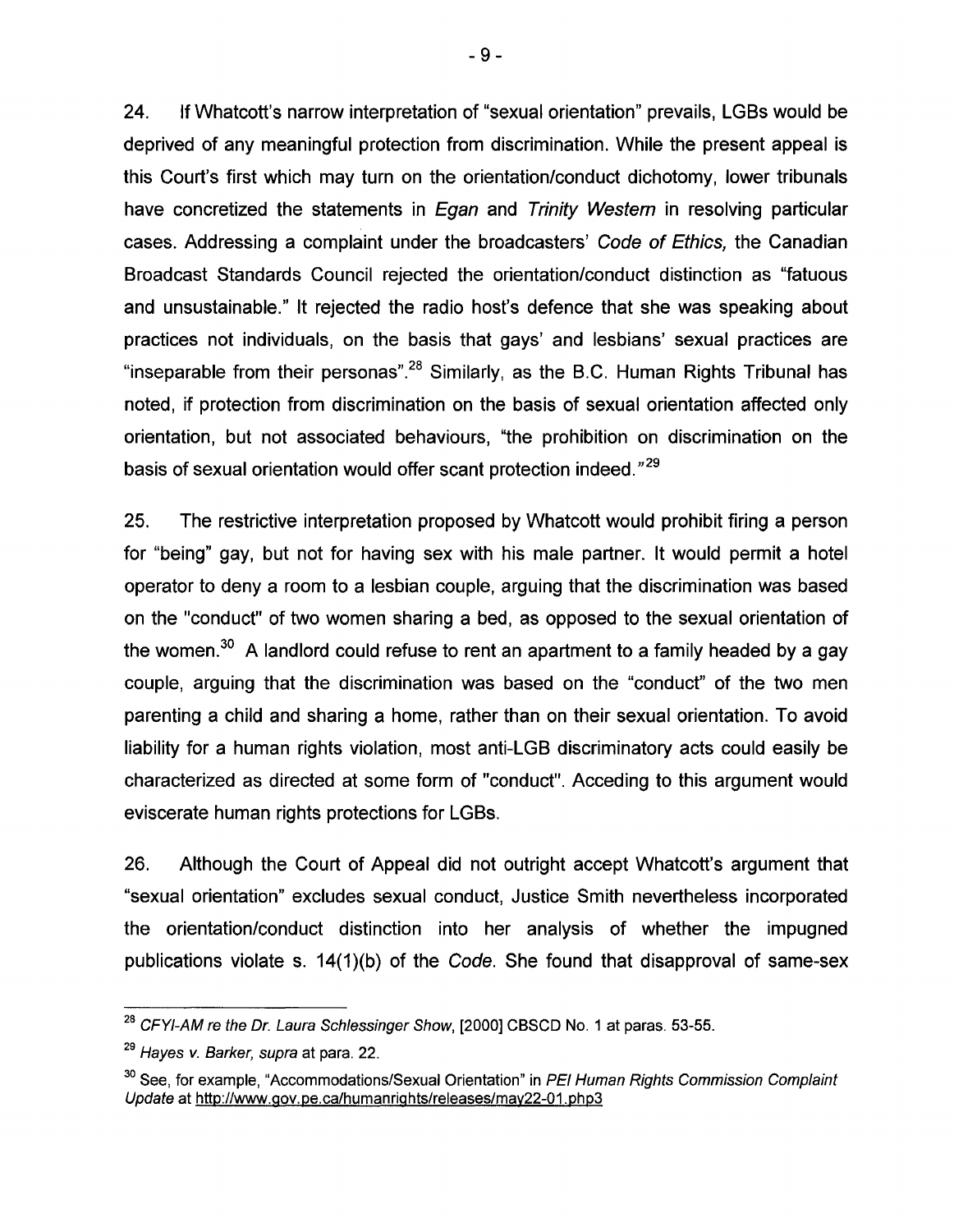24. If Whatcott's narrow interpretation of "sexual orientation" prevails, LGBs would be deprived of any meaningful protection from discrimination. While the present appeal is this Court's first which may turn on the orientation/conduct dichotomy, lower tribunals have concretized the statements in *Egan* and *Trinity Western* in resolving particular cases. Addressing a complaint under the broadcasters' *Code of Ethics,* the Canadian Broadcast Standards Council rejected the orientation/conduct distinction as "fatuous and unsustainable." It rejected the radio host's defence that she was speaking about practices not individuals, on the basis that gays' and lesbians' sexual practices are "inseparable from their personas".[28] Similarly, as the B.C. Human Rights Tribunal has noted, if protection from discrimination on the basis of sexual orientation affected only orientation, but not associated behaviours, "the prohibition on discrimination on the basis of sexual orientation would offer scant protection indeed."[29]

25. The restrictive interpretation proposed by Whatcott would prohibit firing a person for "being" gay, but not for having sex with his male partner. It would permit a hotel operator to deny a room to a lesbian couple, arguing that the discrimination was based on the "conduct" of two women sharing a bed, as opposed to the sexual orientation of the women.[30] A landlord could refuse to rent an apartment to a family headed by a gay couple, arguing that the discrimination was based on the "conduct" of the two men parenting a child and sharing a home, rather than on their sexual orientation. To avoid liability for a human rights violation, most anti-LGB discriminatory acts could easily be characterized as directed at some form of "conduct". Acceding to this argument would eviscerate human rights protections for LGBs.

26. Although the Court of Appeal did not outright accept Whatcott's argument that "sexual orientation" excludes sexual conduct, Justice Smith nevertheless incorporated the orientation/conduct distinction into her analysis of whether the impugned publications violate s. 14(1)(b) of the *Code*. She found that disapproval of same-sex

---

[28] *CFYI-AM re the Dr. Laura Schlessinger Show*, [2000] CBSCD No. 1 at paras. 53-55.

[29] *Hayes v. Barker, supra* at para. 22.

[30] See, for example, "Accommodations/Sexual Orientation" in *PEI Human Rights Commission Complaint Update* at http://www.gov.pe.ca/humanrights/releases/may22-01.php3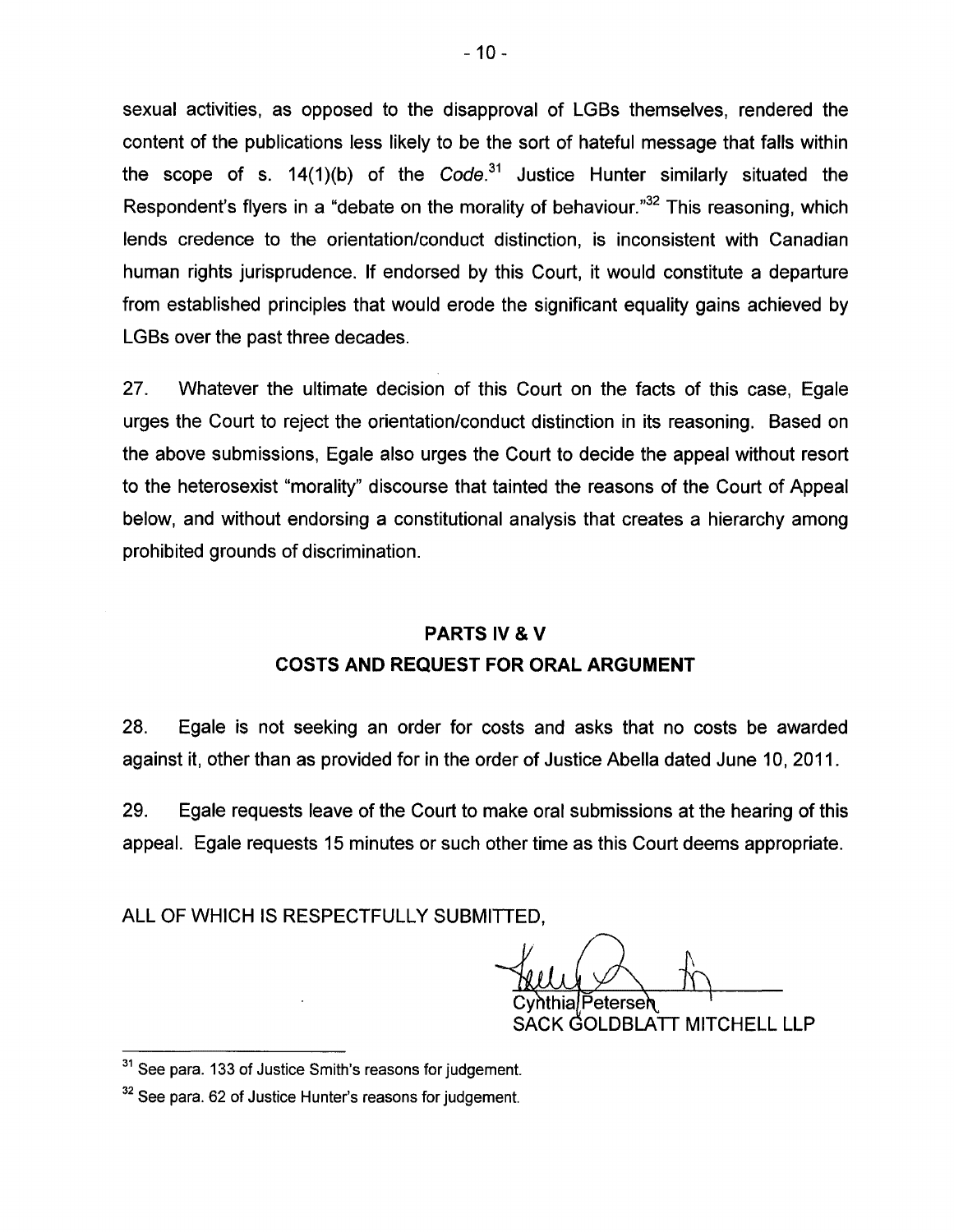sexual activities, as opposed to the disapproval of LGBs themselves, rendered the content of the publications less likely to be the sort of hateful message that falls within the scope of s. 14(1)(b) of the *Code*.[31] Justice Hunter similarly situated the Respondent's flyers in a "debate on the morality of behaviour."[32] This reasoning, which lends credence to the orientation/conduct distinction, is inconsistent with Canadian human rights jurisprudence. If endorsed by this Court, it would constitute a departure from established principles that would erode the significant equality gains achieved by LGBs over the past three decades.

27. Whatever the ultimate decision of this Court on the facts of this case, Egale urges the Court to reject the orientation/conduct distinction in its reasoning. Based on the above submissions, Egale also urges the Court to decide the appeal without resort to the heterosexist "morality" discourse that tainted the reasons of the Court of Appeal below, and without endorsing a constitutional analysis that creates a hierarchy among prohibited grounds of discrimination.

## PARTS IV & V
## COSTS AND REQUEST FOR ORAL ARGUMENT

28. Egale is not seeking an order for costs and asks that no costs be awarded against it, other than as provided for in the order of Justice Abella dated June 10, 2011.

29. Egale requests leave of the Court to make oral submissions at the hearing of this appeal. Egale requests 15 minutes or such other time as this Court deems appropriate.

ALL OF WHICH IS RESPECTFULLY SUBMITTED,

Cynthia Petersen
SACK GOLDBLATT MITCHELL LLP

[31] See para. 133 of Justice Smith's reasons for judgement.

[32] See para. 62 of Justice Hunter's reasons for judgement.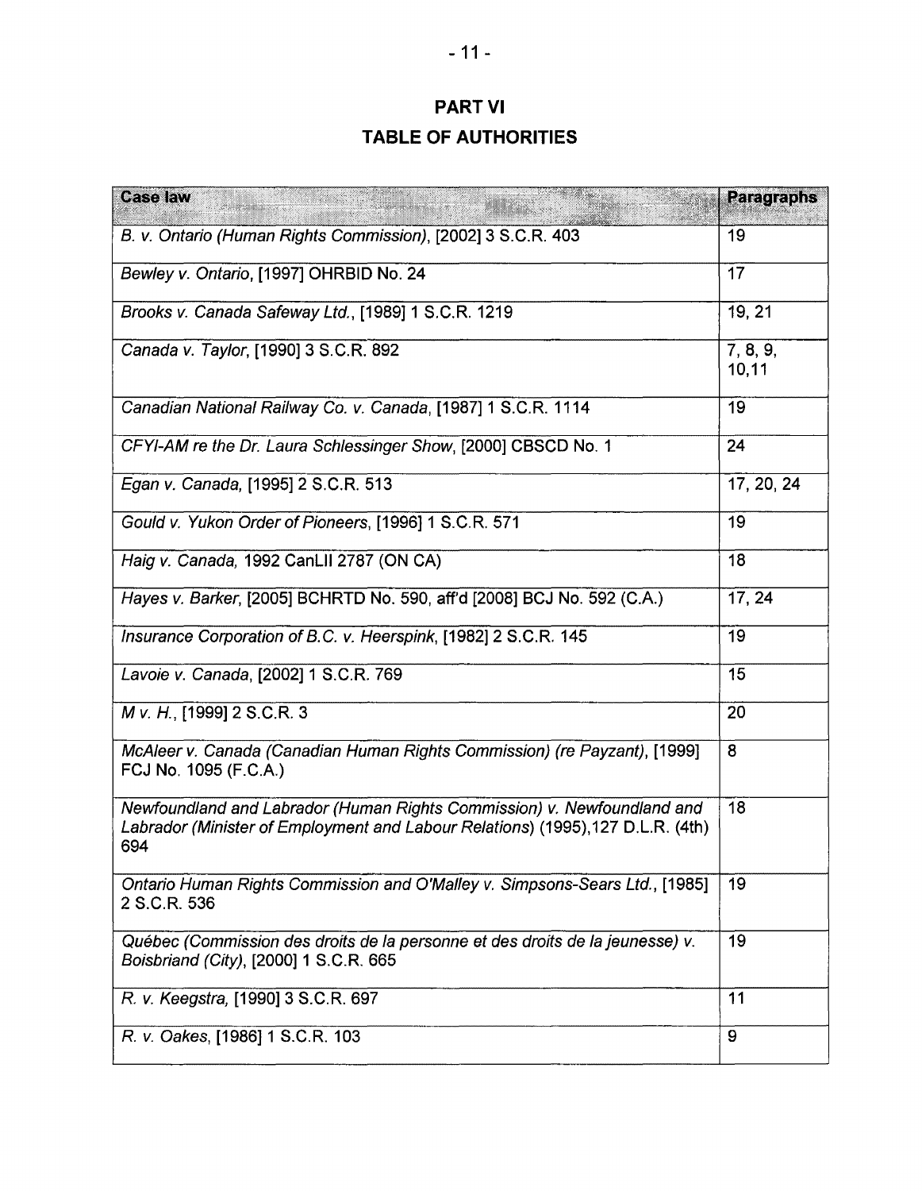# PART VI

# TABLE OF AUTHORITIES

| Case law | Paragraphs |
|---|---|
| *B. v. Ontario (Human Rights Commission)*, [2002] 3 S.C.R. 403 | 19 |
| *Bewley v. Ontario*, [1997] OHRBID No. 24 | 17 |
| *Brooks v. Canada Safeway Ltd.*, [1989] 1 S.C.R. 1219 | 19, 21 |
| *Canada v. Taylor*, [1990] 3 S.C.R. 892 | 7, 8, 9, 10,11 |
| *Canadian National Railway Co. v. Canada*, [1987] 1 S.C.R. 1114 | 19 |
| *CFYI-AM re the Dr. Laura Schlessinger Show*, [2000] CBSCD No. 1 | 24 |
| *Egan v. Canada*, [1995] 2 S.C.R. 513 | 17, 20, 24 |
| *Gould v. Yukon Order of Pioneers*, [1996] 1 S.C.R. 571 | 19 |
| *Haig v. Canada*, 1992 CanLII 2787 (ON CA) | 18 |
| *Hayes v. Barker*, [2005] BCHRTD No. 590, aff'd [2008] BCJ No. 592 (C.A.) | 17, 24 |
| *Insurance Corporation of B.C. v. Heerspink*, [1982] 2 S.C.R. 145 | 19 |
| *Lavoie v. Canada*, [2002] 1 S.C.R. 769 | 15 |
| *M v. H.*, [1999] 2 S.C.R. 3 | 20 |
| *McAleer v. Canada (Canadian Human Rights Commission) (re Payzant)*, [1999] FCJ No. 1095 (F.C.A.) | 8 |
| *Newfoundland and Labrador (Human Rights Commission) v. Newfoundland and Labrador (Minister of Employment and Labour Relations)* (1995),127 D.L.R. (4th) 694 | 18 |
| *Ontario Human Rights Commission and O'Malley v. Simpsons-Sears Ltd.*, [1985] 2 S.C.R. 536 | 19 |
| *Québec (Commission des droits de la personne et des droits de la jeunesse) v. Boisbriand (City)*, [2000] 1 S.C.R. 665 | 19 |
| *R. v. Keegstra*, [1990] 3 S.C.R. 697 | 11 |
| *R. v. Oakes*, [1986] 1 S.C.R. 103 | 9 |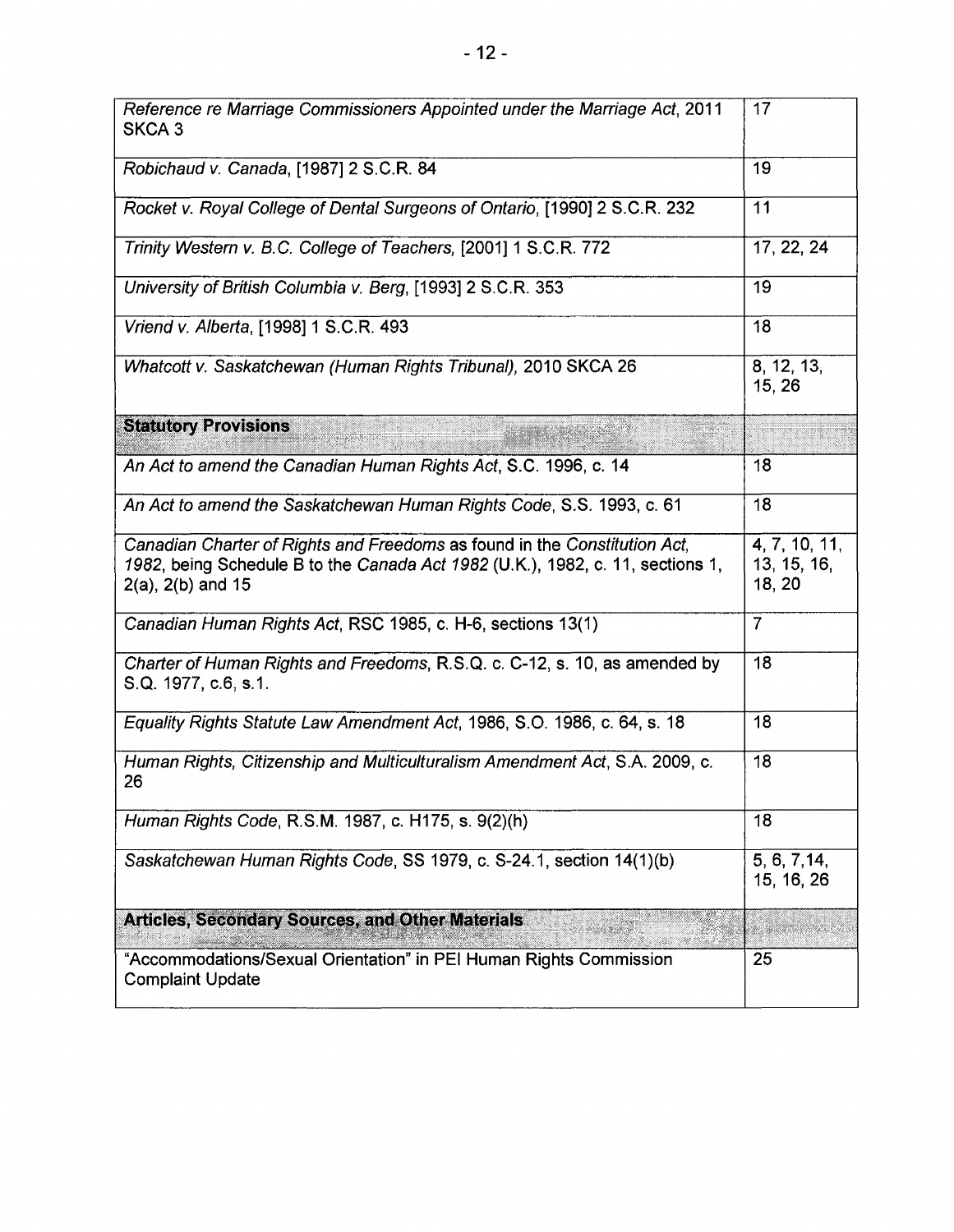| | |
|---|---|
| *Reference re Marriage Commissioners Appointed under the Marriage Act*, 2011 SKCA 3 | 17 |
| *Robichaud v. Canada*, [1987] 2 S.C.R. 84 | 19 |
| *Rocket v. Royal College of Dental Surgeons of Ontario*, [1990] 2 S.C.R. 232 | 11 |
| *Trinity Western v. B.C. College of Teachers*, [2001] 1 S.C.R. 772 | 17, 22, 24 |
| *University of British Columbia v. Berg*, [1993] 2 S.C.R. 353 | 19 |
| *Vriend v. Alberta*, [1998] 1 S.C.R. 493 | 18 |
| *Whatcott v. Saskatchewan (Human Rights Tribunal)*, 2010 SKCA 26 | 8, 12, 13, 15, 26 |
| **Statutory Provisions** | |
| *An Act to amend the Canadian Human Rights Act*, S.C. 1996, c. 14 | 18 |
| *An Act to amend the Saskatchewan Human Rights Code*, S.S. 1993, c. 61 | 18 |
| *Canadian Charter of Rights and Freedoms* as found in the *Constitution Act, 1982*, being Schedule B to the *Canada Act 1982* (U.K.), 1982, c. 11, sections 1, 2(a), 2(b) and 15 | 4, 7, 10, 11, 13, 15, 16, 18, 20 |
| *Canadian Human Rights Act*, RSC 1985, c. H-6, sections 13(1) | 7 |
| *Charter of Human Rights and Freedoms*, R.S.Q. c. C-12, s. 10, as amended by S.Q. 1977, c.6, s.1. | 18 |
| *Equality Rights Statute Law Amendment Act*, 1986, S.O. 1986, c. 64, s. 18 | 18 |
| *Human Rights, Citizenship and Multiculturalism Amendment Act*, S.A. 2009, c. 26 | 18 |
| *Human Rights Code*, R.S.M. 1987, c. H175, s. 9(2)(h) | 18 |
| *Saskatchewan Human Rights Code*, SS 1979, c. S-24.1, section 14(1)(b) | 5, 6, 7,14, 15, 16, 26 |
| **Articles, Secondary Sources, and Other Materials** | |
| "Accommodations/Sexual Orientation" in PEI Human Rights Commission Complaint Update | 25 |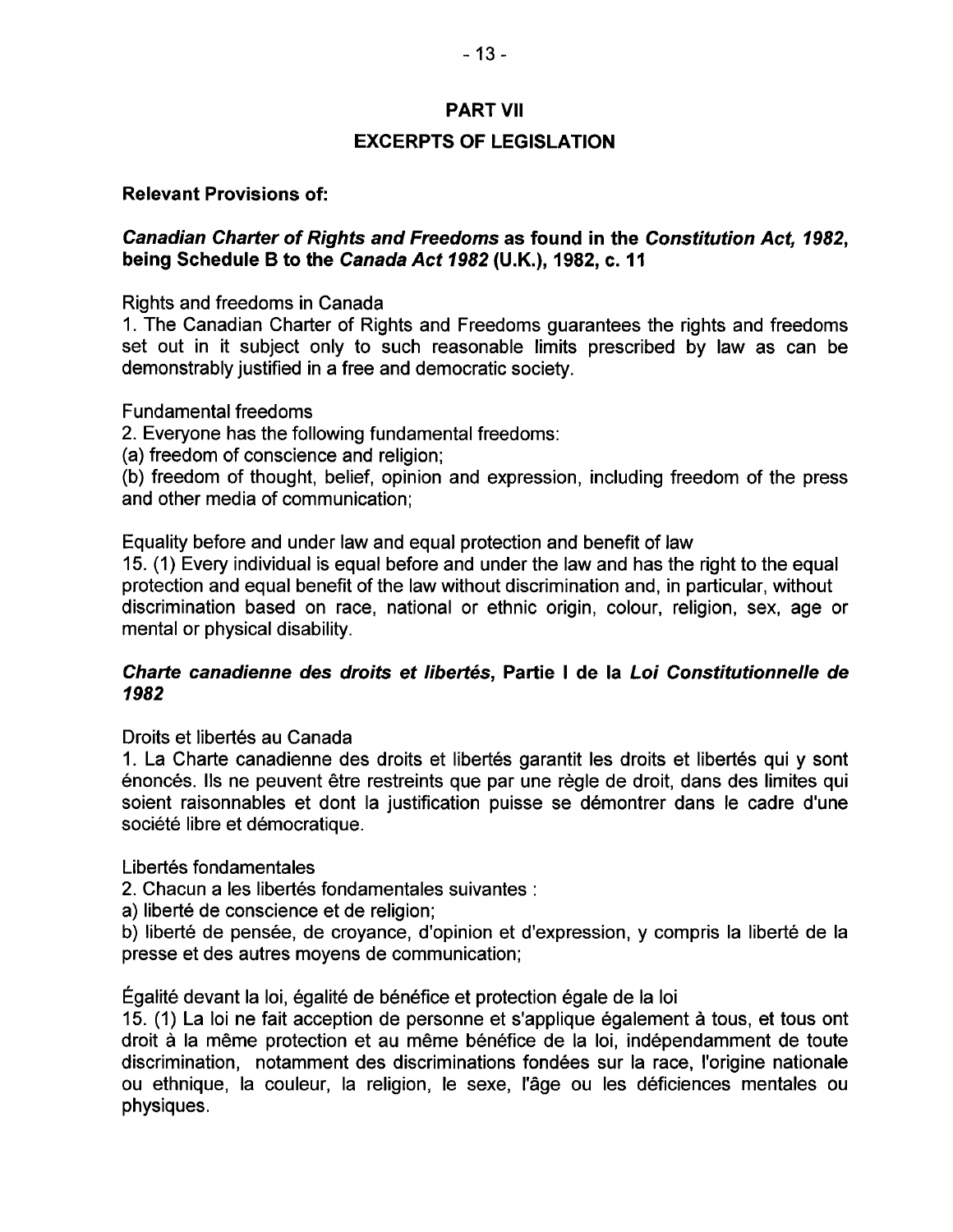## PART VII

## EXCERPTS OF LEGISLATION

**Relevant Provisions of:**

***Canadian Charter of Rights and Freedoms* as found in the *Constitution Act, 1982*, being Schedule B to the *Canada Act 1982* (U.K.), 1982, c. 11**

Rights and freedoms in Canada

1. The Canadian Charter of Rights and Freedoms guarantees the rights and freedoms set out in it subject only to such reasonable limits prescribed by law as can be demonstrably justified in a free and democratic society.

Fundamental freedoms

2. Everyone has the following fundamental freedoms:

(a) freedom of conscience and religion;

(b) freedom of thought, belief, opinion and expression, including freedom of the press and other media of communication;

Equality before and under law and equal protection and benefit of law

15. (1) Every individual is equal before and under the law and has the right to the equal protection and equal benefit of the law without discrimination and, in particular, without discrimination based on race, national or ethnic origin, colour, religion, sex, age or mental or physical disability.

***Charte canadienne des droits et libertés*, Partie I de la *Loi Constitutionnelle de 1982***

Droits et libertés au Canada

1. La Charte canadienne des droits et libertés garantit les droits et libertés qui y sont énoncés. Ils ne peuvent être restreints que par une règle de droit, dans des limites qui soient raisonnables et dont la justification puisse se démontrer dans le cadre d'une société libre et démocratique.

Libertés fondamentales

2. Chacun a les libertés fondamentales suivantes :

a) liberté de conscience et de religion;

b) liberté de pensée, de croyance, d'opinion et d'expression, y compris la liberté de la presse et des autres moyens de communication;

Égalité devant la loi, égalité de bénéfice et protection égale de la loi

15. (1) La loi ne fait acception de personne et s'applique également à tous, et tous ont droit à la même protection et au même bénéfice de la loi, indépendamment de toute discrimination, notamment des discriminations fondées sur la race, l'origine nationale ou ethnique, la couleur, la religion, le sexe, l'âge ou les déficiences mentales ou physiques.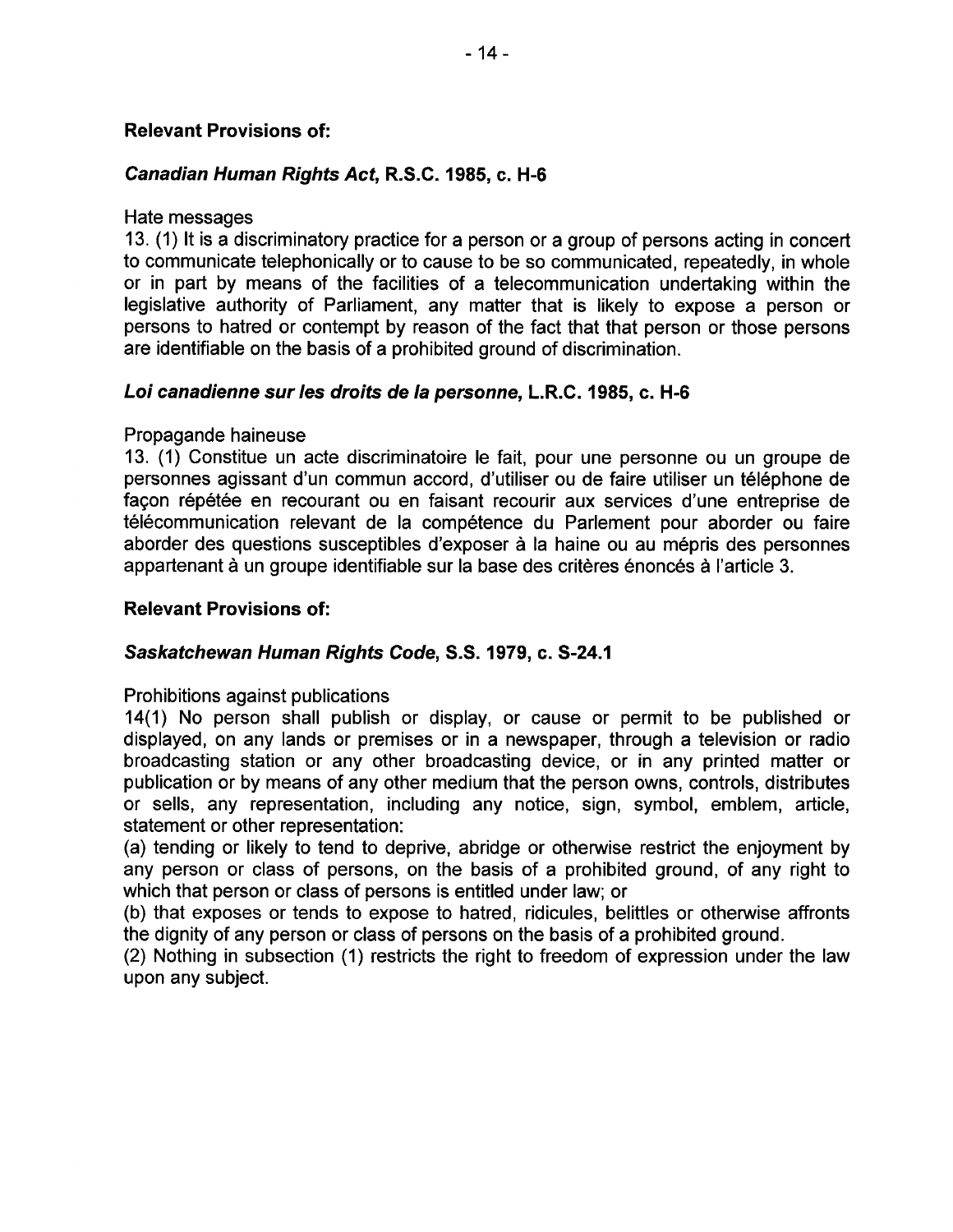**Relevant Provisions of:**

***Canadian Human Rights Act*, R.S.C. 1985, c. H-6**

Hate messages

13. (1) It is a discriminatory practice for a person or a group of persons acting in concert to communicate telephonically or to cause to be so communicated, repeatedly, in whole or in part by means of the facilities of a telecommunication undertaking within the legislative authority of Parliament, any matter that is likely to expose a person or persons to hatred or contempt by reason of the fact that that person or those persons are identifiable on the basis of a prohibited ground of discrimination.

***Loi canadienne sur les droits de la personne*, L.R.C. 1985, c. H-6**

Propagande haineuse

13. (1) Constitue un acte discriminatoire le fait, pour une personne ou un groupe de personnes agissant d'un commun accord, d'utiliser ou de faire utiliser un téléphone de façon répétée en recourant ou en faisant recourir aux services d'une entreprise de télécommunication relevant de la compétence du Parlement pour aborder ou faire aborder des questions susceptibles d'exposer à la haine ou au mépris des personnes appartenant à un groupe identifiable sur la base des critères énoncés à l'article 3.

**Relevant Provisions of:**

***Saskatchewan Human Rights Code*, S.S. 1979, c. S-24.1**

Prohibitions against publications

14(1) No person shall publish or display, or cause or permit to be published or displayed, on any lands or premises or in a newspaper, through a television or radio broadcasting station or any other broadcasting device, or in any printed matter or publication or by means of any other medium that the person owns, controls, distributes or sells, any representation, including any notice, sign, symbol, emblem, article, statement or other representation:

(a) tending or likely to tend to deprive, abridge or otherwise restrict the enjoyment by any person or class of persons, on the basis of a prohibited ground, of any right to which that person or class of persons is entitled under law; or

(b) that exposes or tends to expose to hatred, ridicules, belittles or otherwise affronts the dignity of any person or class of persons on the basis of a prohibited ground.

(2) Nothing in subsection (1) restricts the right to freedom of expression under the law upon any subject.